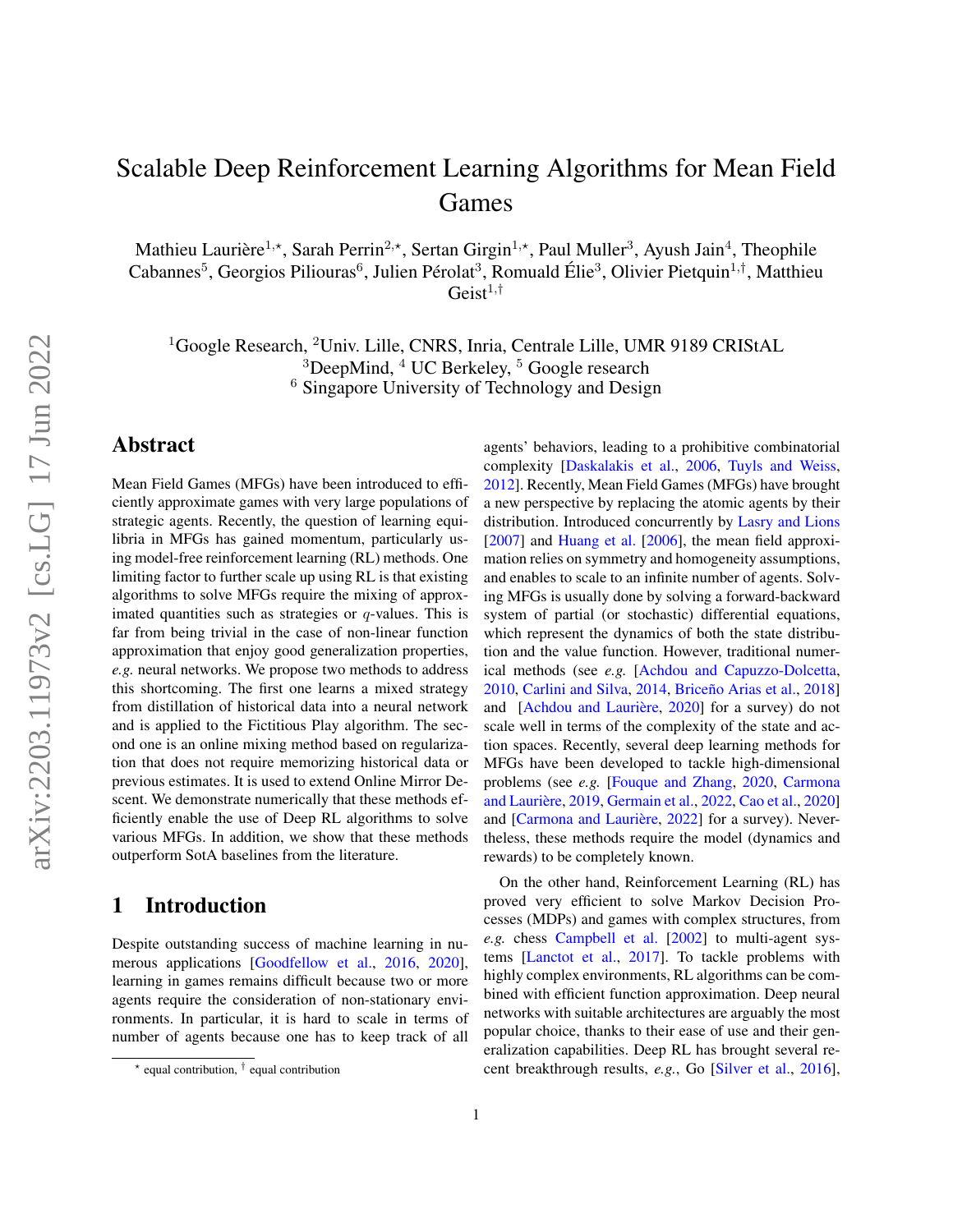# Scalable Deep Reinforcement Learning Algorithms for Mean Field Games

Mathieu Laurière[1,⋆], Sarah Perrin[2,⋆], Sertan Girgin[1,⋆], Paul Muller[3], Ayush Jain[4], Theophile Cabannes[5], Georgios Piliouras[6], Julien Pérolat[3], Romuald Élie[3], Olivier Pietquin[1,†], Matthieu Geist[1,†]

[1]Google Research, [2]Univ. Lille, CNRS, Inria, Centrale Lille, UMR 9189 CRIStAL
[3]DeepMind, [4] UC Berkeley, [5] Google research
[6] Singapore University of Technology and Design

## Abstract

Mean Field Games (MFGs) have been introduced to efficiently approximate games with very large populations of strategic agents. Recently, the question of learning equilibria in MFGs has gained momentum, particularly using model-free reinforcement learning (RL) methods. One limiting factor to further scale up using RL is that existing algorithms to solve MFGs require the mixing of approximated quantities such as strategies or $q$-values. This is far from being trivial in the case of non-linear function approximation that enjoy good generalization properties, *e.g.* neural networks. We propose two methods to address this shortcoming. The first one learns a mixed strategy from distillation of historical data into a neural network and is applied to the Fictitious Play algorithm. The second one is an online mixing method based on regularization that does not require memorizing historical data or previous estimates. It is used to extend Online Mirror Descent. We demonstrate numerically that these methods efficiently enable the use of Deep RL algorithms to solve various MFGs. In addition, we show that these methods outperform SotA baselines from the literature.

## 1 Introduction

Despite outstanding success of machine learning in numerous applications [Goodfellow et al., 2016, 2020], learning in games remains difficult because two or more agents require the consideration of non-stationary environments. In particular, it is hard to scale in terms of number of agents because one has to keep track of all agents' behaviors, leading to a prohibitive combinatorial complexity [Daskalakis et al., 2006, Tuyls and Weiss, 2012]. Recently, Mean Field Games (MFGs) have brought a new perspective by replacing the atomic agents by their distribution. Introduced concurrently by Lasry and Lions [2007] and Huang et al. [2006], the mean field approximation relies on symmetry and homogeneity assumptions, and enables to scale to an infinite number of agents. Solving MFGs is usually done by solving a forward-backward system of partial (or stochastic) differential equations, which represent the dynamics of both the state distribution and the value function. However, traditional numerical methods (see *e.g.* [Achdou and Capuzzo-Dolcetta, 2010, Carlini and Silva, 2014, Briceño Arias et al., 2018] and [Achdou and Laurière, 2020] for a survey) do not scale well in terms of the complexity of the state and action spaces. Recently, several deep learning methods for MFGs have been developed to tackle high-dimensional problems (see *e.g.* [Fouque and Zhang, 2020, Carmona and Laurière, 2019, Germain et al., 2022, Cao et al., 2020] and [Carmona and Laurière, 2022] for a survey). Nevertheless, these methods require the model (dynamics and rewards) to be completely known.

On the other hand, Reinforcement Learning (RL) has proved very efficient to solve Markov Decision Processes (MDPs) and games with complex structures, from *e.g.* chess Campbell et al. [2002] to multi-agent systems [Lanctot et al., 2017]. To tackle problems with highly complex environments, RL algorithms can be combined with efficient function approximation. Deep neural networks with suitable architectures are arguably the most popular choice, thanks to their ease of use and their generalization capabilities. Deep RL has brought several recent breakthrough results, *e.g.*, Go [Silver et al., 2016],

⋆ equal contribution, † equal contribution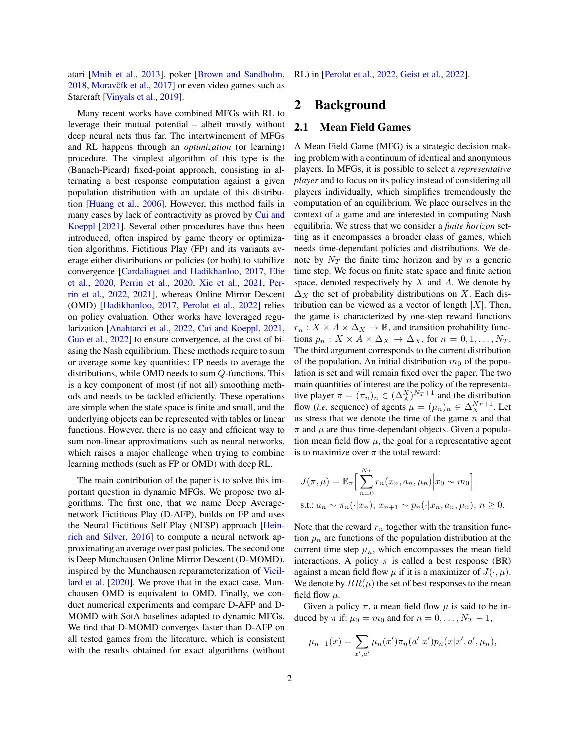atari [Mnih et al., 2013], poker [Brown and Sandholm, 2018, Moravčík et al., 2017] or even video games such as Starcraft [Vinyals et al., 2019].

Many recent works have combined MFGs with RL to leverage their mutual potential – albeit mostly without deep neural nets thus far. The intertwinement of MFGs and RL happens through an *optimization* (or learning) procedure. The simplest algorithm of this type is the (Banach-Picard) fixed-point approach, consisting in alternating a best response computation against a given population distribution with an update of this distribution [Huang et al., 2006]. However, this method fails in many cases by lack of contractivity as proved by Cui and Koeppl [2021]. Several other procedures have thus been introduced, often inspired by game theory or optimization algorithms. Fictitious Play (FP) and its variants average either distributions or policies (or both) to stabilize convergence [Cardaliaguet and Hadikhanloo, 2017, Elie et al., 2020, Perrin et al., 2020, Xie et al., 2021, Perrin et al., 2022, 2021], whereas Online Mirror Descent (OMD) [Hadikhanloo, 2017, Perolat et al., 2022] relies on policy evaluation. Other works have leveraged regularization [Anahtarci et al., 2022, Cui and Koeppl, 2021, Guo et al., 2022] to ensure convergence, at the cost of biasing the Nash equilibrium. These methods require to sum or average some key quantities: FP needs to average the distributions, while OMD needs to sum $Q$-functions. This is a key component of most (if not all) smoothing methods and needs to be tackled efficiently. These operations are simple when the state space is finite and small, and the underlying objects can be represented with tables or linear functions. However, there is no easy and efficient way to sum non-linear approximations such as neural networks, which raises a major challenge when trying to combine learning methods (such as FP or OMD) with deep RL.

The main contribution of the paper is to solve this important question in dynamic MFGs. We propose two algorithms. The first one, that we name Deep Average-network Fictitious Play (D-AFP), builds on FP and uses the Neural Fictitious Self Play (NFSP) approach [Heinrich and Silver, 2016] to compute a neural network approximating an average over past policies. The second one is Deep Munchausen Online Mirror Descent (D-MOMD), inspired by the Munchausen reparameterization of Vieillard et al. [2020]. We prove that in the exact case, Munchausen OMD is equivalent to OMD. Finally, we conduct numerical experiments and compare D-AFP and D-MOMD with SotA baselines adapted to dynamic MFGs. We find that D-MOMD converges faster than D-AFP on all tested games from the literature, which is consistent with the results obtained for exact algorithms (without RL) in [Perolat et al., 2022, Geist et al., 2022].

# 2 Background

## 2.1 Mean Field Games

A Mean Field Game (MFG) is a strategic decision making problem with a continuum of identical and anonymous players. In MFGs, it is possible to select a *representative player* and to focus on its policy instead of considering all players individually, which simplifies tremendously the computation of an equilibrium. We place ourselves in the context of a game and are interested in computing Nash equilibria. We stress that we consider a *finite horizon* setting as it encompasses a broader class of games, which needs time-dependant policies and distributions. We denote by $N_T$ the finite time horizon and by $n$ a generic time step. We focus on finite state space and finite action space, denoted respectively by $X$ and $A$. We denote by $\Delta_X$ the set of probability distributions on $X$. Each distribution can be viewed as a vector of length $|X|$. Then, the game is characterized by one-step reward functions $r_n : X \times A \times \Delta_X \to \mathbb{R}$, and transition probability functions $p_n : X \times A \times \Delta_X \to \Delta_X$, for $n = 0, 1, \dots, N_T$. The third argument corresponds to the current distribution of the population. An initial distribution $m_0$ of the population is set and will remain fixed over the paper. The two main quantities of interest are the policy of the representative player $\pi = (\pi_n)_n \in (\Delta_A^X)^{N_T+1}$ and the distribution flow (*i.e.* sequence) of agents $\mu = (\mu_n)_n \in \Delta_X^{N_T+1}$. Let us stress that we denote the time of the game $n$ and that $\pi$ and $\mu$ are thus time-dependant objects. Given a population mean field flow $\mu$, the goal for a representative agent is to maximize over $\pi$ the total reward:

$$
\begin{aligned}
&J(\pi, \mu) = \mathbb{E}_\pi \Big[ \sum_{n=0}^{N_T} r_n(x_n, a_n, \mu_n) \Big| x_0 \sim m_0 \Big] \\
&\text{s.t.: } a_n \sim \pi_n(\cdot|x_n),\; x_{n+1} \sim p_n(\cdot|x_n, a_n, \mu_n),\; n \geq 0.
\end{aligned}
$$

Note that the reward $r_n$ together with the transition function $p_n$ are functions of the population distribution at the current time step $\mu_n$, which encompasses the mean field interactions. A policy $\pi$ is called a best response (BR) against a mean field flow $\mu$ if it is a maximizer of $J(\cdot, \mu)$. We denote by $BR(\mu)$ the set of best responses to the mean field flow $\mu$.

Given a policy $\pi$, a mean field flow $\mu$ is said to be induced by $\pi$ if: $\mu_0 = m_0$ and for $n = 0, \dots, N_T - 1$,

$$
\mu_{n+1}(x) = \sum_{x', a'} \mu_n(x') \pi_n(a'|x') p_n(x|x', a', \mu_n),
$$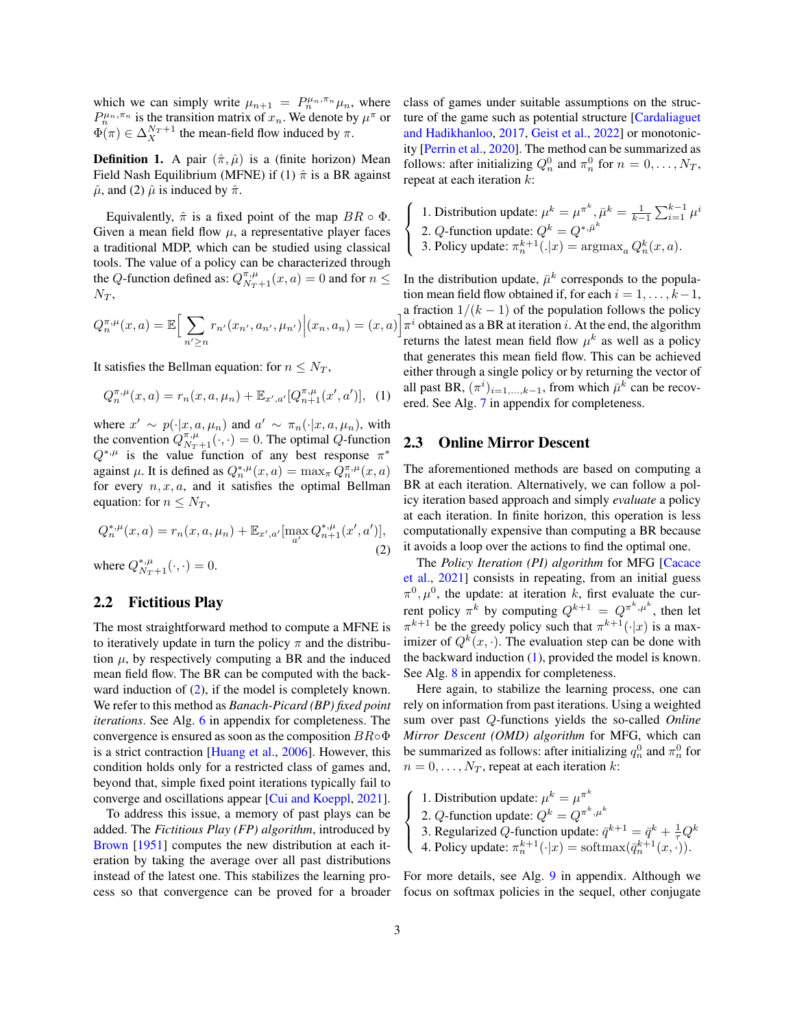which we can simply write $\mu_{n+1} = P_n^{\mu_n,\pi_n}\mu_n$, where $P_n^{\mu_n,\pi_n}$ is the transition matrix of $x_n$. We denote by $\mu^\pi$ or $\Phi(\pi) \in \Delta_X^{N_T+1}$ the mean-field flow induced by $\pi$.

**Definition 1.** A pair $(\hat{\pi}, \hat{\mu})$ is a (finite horizon) Mean Field Nash Equilibrium (MFNE) if (1) $\hat{\pi}$ is a BR against $\hat{\mu}$, and (2) $\hat{\mu}$ is induced by $\hat{\pi}$.

Equivalently, $\hat{\pi}$ is a fixed point of the map $BR \circ \Phi$. Given a mean field flow $\mu$, a representative player faces a traditional MDP, which can be studied using classical tools. The value of a policy can be characterized through the $Q$-function defined as: $Q^{\pi,\mu}_{N_T+1}(x,a) = 0$ and for $n \leq N_T$,

$$Q_n^{\pi,\mu}(x,a) = \mathbb{E}\Big[\sum_{n' \geq n} r_{n'}(x_{n'}, a_{n'}, \mu_{n'})\Big|(x_n, a_n) = (x,a)\Big]$$

It satisfies the Bellman equation: for $n \leq N_T$,

$$Q_n^{\pi,\mu}(x,a) = r_n(x,a,\mu_n) + \mathbb{E}_{x',a'}[Q_{n+1}^{\pi,\mu}(x',a')], \quad (1)$$

where $x' \sim p(\cdot|x,a,\mu_n)$ and $a' \sim \pi_n(\cdot|x,a,\mu_n)$, with the convention $Q^{\pi,\mu}_{N_T+1}(\cdot,\cdot) = 0$. The optimal $Q$-function $Q^{*,\mu}$ is the value function of any best response $\pi^*$ against $\mu$. It is defined as $Q_n^{*,\mu}(x,a) = \max_\pi Q_n^{\pi,\mu}(x,a)$ for every $n, x, a$, and it satisfies the optimal Bellman equation: for $n \leq N_T$,

$$Q_n^{*,\mu}(x,a) = r_n(x,a,\mu_n) + \mathbb{E}_{x',a'}[\max_{a'} Q_{n+1}^{*,\mu}(x',a')], \quad (2)$$

where $Q^{*,\mu}_{N_T+1}(\cdot,\cdot) = 0$.

## 2.2 Fictitious Play

The most straightforward method to compute a MFNE is to iteratively update in turn the policy $\pi$ and the distribution $\mu$, by respectively computing a BR and the induced mean field flow. The BR can be computed with the backward induction of (2), if the model is completely known. We refer to this method as *Banach-Picard (BP) fixed point iterations*. See Alg. 6 in appendix for completeness. The convergence is ensured as soon as the composition $BR \circ \Phi$ is a strict contraction [Huang et al., 2006]. However, this condition holds only for a restricted class of games and, beyond that, simple fixed point iterations typically fail to converge and oscillations appear [Cui and Koeppl, 2021].

To address this issue, a memory of past plays can be added. The *Fictitious Play (FP) algorithm*, introduced by Brown [1951] computes the new distribution at each iteration by taking the average over all past distributions instead of the latest one. This stabilizes the learning process so that convergence can be proved for a broader class of games under suitable assumptions on the structure of the game such as potential structure [Cardaliaguet and Hadikhanloo, 2017, Geist et al., 2022] or monotonicity [Perrin et al., 2020]. The method can be summarized as follows: after initializing $Q_n^0$ and $\pi_n^0$ for $n = 0, \ldots, N_T$, repeat at each iteration $k$:

$$\begin{cases} \text{1. Distribution update: } \mu^k = \mu^{\pi^k}, \bar{\mu}^k = \frac{1}{k-1}\sum_{i=1}^{k-1}\mu^i \\ \text{2. } Q\text{-function update: } Q^k = Q^{*,\bar{\mu}^k} \\ \text{3. Policy update: } \pi_n^{k+1}(.|x) = \operatorname{argmax}_a Q_n^k(x,a). \end{cases}$$

In the distribution update, $\bar{\mu}^k$ corresponds to the population mean field flow obtained if, for each $i = 1, \ldots, k-1$, a fraction $1/(k-1)$ of the population follows the policy $\pi^i$ obtained as a BR at iteration $i$. At the end, the algorithm returns the latest mean field flow $\mu^k$ as well as a policy that generates this mean field flow. This can be achieved either through a single policy or by returning the vector of all past BR, $(\pi^i)_{i=1,\ldots,k-1}$, from which $\bar{\mu}^k$ can be recovered. See Alg. 7 in appendix for completeness.

## 2.3 Online Mirror Descent

The aforementioned methods are based on computing a BR at each iteration. Alternatively, we can follow a policy iteration based approach and simply *evaluate* a policy at each iteration. In finite horizon, this operation is less computationally expensive than computing a BR because it avoids a loop over the actions to find the optimal one.

The *Policy Iteration (PI) algorithm* for MFG [Cacace et al., 2021] consists in repeating, from an initial guess $\pi^0, \mu^0$, the update: at iteration $k$, first evaluate the current policy $\pi^k$ by computing $Q^{k+1} = Q^{\pi^k,\mu^k}$, then let $\pi^{k+1}$ be the greedy policy such that $\pi^{k+1}(\cdot|x)$ is a maximizer of $Q^k(x,\cdot)$. The evaluation step can be done with the backward induction (1), provided the model is known. See Alg. 8 in appendix for completeness.

Here again, to stabilize the learning process, one can rely on information from past iterations. Using a weighted sum over past $Q$-functions yields the so-called *Online Mirror Descent (OMD) algorithm* for MFG, which can be summarized as follows: after initializing $q_n^0$ and $\pi_n^0$ for $n = 0, \ldots, N_T$, repeat at each iteration $k$:

$$\begin{cases} \text{1. Distribution update: } \mu^k = \mu^{\pi^k} \\ \text{2. } Q\text{-function update: } Q^k = Q^{\pi^k,\mu^k} \\ \text{3. Regularized } Q\text{-function update: } \bar{q}^{k+1} = \bar{q}^k + \frac{1}{\tau}Q^k \\ \text{4. Policy update: } \pi_n^{k+1}(\cdot|x) = \operatorname{softmax}(\bar{q}_n^{k+1}(x,\cdot)). \end{cases}$$

For more details, see Alg. 9 in appendix. Although we focus on softmax policies in the sequel, other conjugate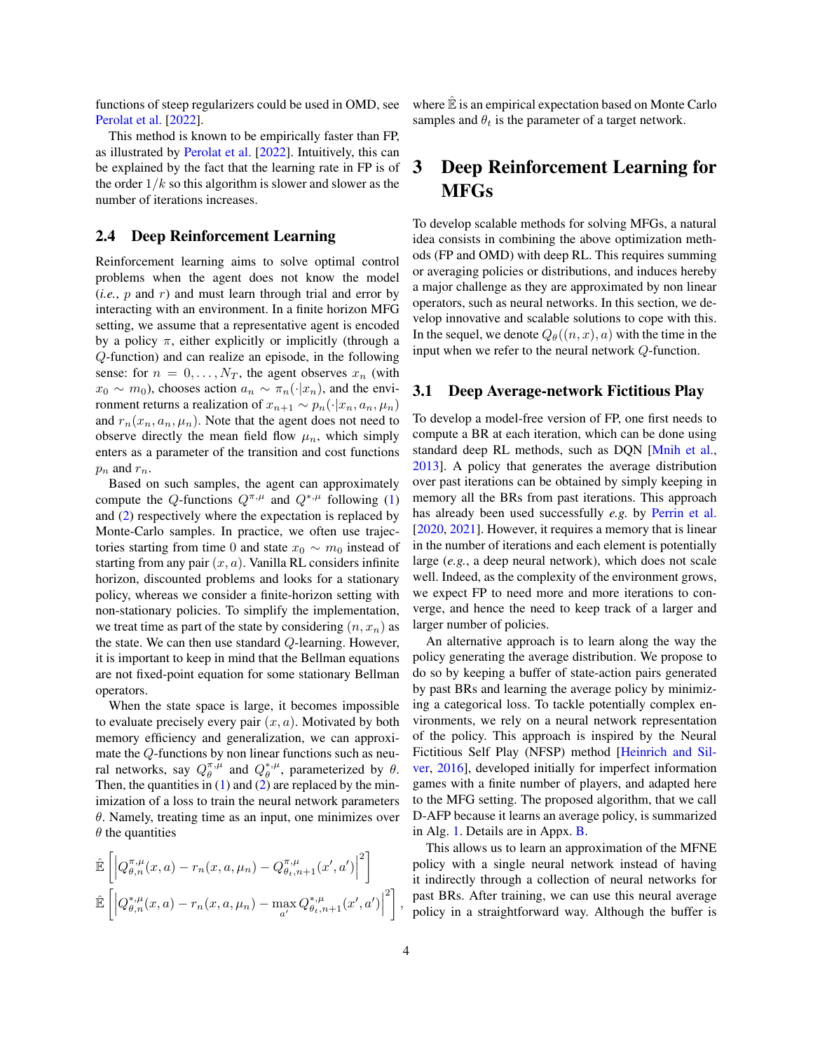functions of steep regularizers could be used in OMD, see Perolat et al. [2022].

This method is known to be empirically faster than FP, as illustrated by Perolat et al. [2022]. Intuitively, this can be explained by the fact that the learning rate in FP is of the order $1/k$ so this algorithm is slower and slower as the number of iterations increases.

### 2.4 Deep Reinforcement Learning

Reinforcement learning aims to solve optimal control problems when the agent does not know the model (*i.e.*, $p$ and $r$) and must learn through trial and error by interacting with an environment. In a finite horizon MFG setting, we assume that a representative agent is encoded by a policy $\pi$, either explicitly or implicitly (through a $Q$-function) and can realize an episode, in the following sense: for $n = 0, \dots, N_T$, the agent observes $x_n$ (with $x_0 \sim m_0$), chooses action $a_n \sim \pi_n(\cdot|x_n)$, and the environment returns a realization of $x_{n+1} \sim p_n(\cdot|x_n, a_n, \mu_n)$ and $r_n(x_n, a_n, \mu_n)$. Note that the agent does not need to observe directly the mean field flow $\mu_n$, which simply enters as a parameter of the transition and cost functions $p_n$ and $r_n$.

Based on such samples, the agent can approximately compute the $Q$-functions $Q^{\pi,\mu}$ and $Q^{*,\mu}$ following (1) and (2) respectively where the expectation is replaced by Monte-Carlo samples. In practice, we often use trajectories starting from time 0 and state $x_0 \sim m_0$ instead of starting from any pair $(x, a)$. Vanilla RL considers infinite horizon, discounted problems and looks for a stationary policy, whereas we consider a finite-horizon setting with non-stationary policies. To simplify the implementation, we treat time as part of the state by considering $(n, x_n)$ as the state. We can then use standard $Q$-learning. However, it is important to keep in mind that the Bellman equations are not fixed-point equation for some stationary Bellman operators.

When the state space is large, it becomes impossible to evaluate precisely every pair $(x, a)$. Motivated by both memory efficiency and generalization, we can approximate the $Q$-functions by non linear functions such as neural networks, say $Q^{\pi,\mu}_\theta$ and $Q^{*,\mu}_\theta$, parameterized by $\theta$. Then, the quantities in (1) and (2) are replaced by the minimization of a loss to train the neural network parameters $\theta$. Namely, treating time as an input, one minimizes over $\theta$ the quantities

$$\hat{\mathbb{E}}\left[\left|Q^{\pi,\mu}_{\theta,n}(x,a) - r_n(x,a,\mu_n) - Q^{\pi,\mu}_{\theta_t,n+1}(x',a')\right|^2\right]$$

$$\hat{\mathbb{E}}\left[\left|Q^{*,\mu}_{\theta,n}(x,a) - r_n(x,a,\mu_n) - \max_{a'} Q^{*,\mu}_{\theta_t,n+1}(x',a')\right|^2\right],$$

where $\hat{\mathbb{E}}$ is an empirical expectation based on Monte Carlo samples and $\theta_t$ is the parameter of a target network.

## 3 Deep Reinforcement Learning for MFGs

To develop scalable methods for solving MFGs, a natural idea consists in combining the above optimization methods (FP and OMD) with deep RL. This requires summing or averaging policies or distributions, and induces hereby a major challenge as they are approximated by non linear operators, such as neural networks. In this section, we develop innovative and scalable solutions to cope with this. In the sequel, we denote $Q_\theta((n, x), a)$ with the time in the input when we refer to the neural network $Q$-function.

### 3.1 Deep Average-network Fictitious Play

To develop a model-free version of FP, one first needs to compute a BR at each iteration, which can be done using standard deep RL methods, such as DQN [Mnih et al., 2013]. A policy that generates the average distribution over past iterations can be obtained by simply keeping in memory all the BRs from past iterations. This approach has already been used successfully *e.g.* by Perrin et al. [2020, 2021]. However, it requires a memory that is linear in the number of iterations and each element is potentially large (*e.g.*, a deep neural network), which does not scale well. Indeed, as the complexity of the environment grows, we expect FP to need more and more iterations to converge, and hence the need to keep track of a larger and larger number of policies.

An alternative approach is to learn along the way the policy generating the average distribution. We propose to do so by keeping a buffer of state-action pairs generated by past BRs and learning the average policy by minimizing a categorical loss. To tackle potentially complex environments, we rely on a neural network representation of the policy. This approach is inspired by the Neural Fictitious Self Play (NFSP) method [Heinrich and Silver, 2016], developed initially for imperfect information games with a finite number of players, and adapted here to the MFG setting. The proposed algorithm, that we call D-AFP because it learns an average policy, is summarized in Alg. 1. Details are in Appx. B.

This allows us to learn an approximation of the MFNE policy with a single neural network instead of having it indirectly through a collection of neural networks for past BRs. After training, we can use this neural average policy in a straightforward way. Although the buffer is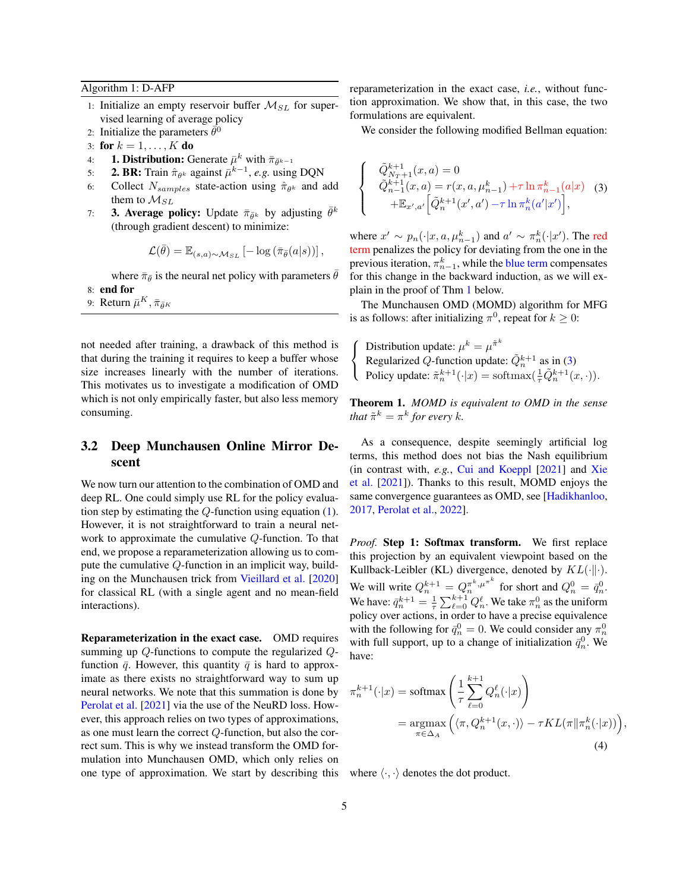**Algorithm 1:** D-AFP

1: Initialize an empty reservoir buffer $\mathcal{M}_{SL}$ for supervised learning of average policy
2: Initialize the parameters $\bar{\theta}^0$
3: **for** $k = 1, \ldots, K$ **do**
4: **1. Distribution:** Generate $\bar{\mu}^k$ with $\bar{\pi}_{\bar{\theta}^{k-1}}$
5: **2. BR:** Train $\hat{\pi}_{\theta^k}$ against $\bar{\mu}^{k-1}$, *e.g.* using DQN
6: Collect $N_{samples}$ state-action using $\hat{\pi}_{\theta^k}$ and add them to $\mathcal{M}_{SL}$
7: **3. Average policy:** Update $\bar{\pi}_{\bar{\theta}^k}$ by adjusting $\bar{\theta}^k$ (through gradient descent) to minimize:

$$\mathcal{L}(\bar{\theta}) = \mathbb{E}_{(s,a) \sim \mathcal{M}_{SL}} \left[ -\log \left( \bar{\pi}_{\bar{\theta}}(a|s) \right) \right],$$

where $\bar{\pi}_{\bar{\theta}}$ is the neural net policy with parameters $\bar{\theta}$
8: **end for**
9: Return $\bar{\mu}^K, \bar{\pi}_{\bar{\theta}^K}$

not needed after training, a drawback of this method is that during the training it requires to keep a buffer whose size increases linearly with the number of iterations. This motivates us to investigate a modification of OMD which is not only empirically faster, but also less memory consuming.

## 3.2 Deep Munchausen Online Mirror Descent

We now turn our attention to the combination of OMD and deep RL. One could simply use RL for the policy evaluation step by estimating the $Q$-function using equation (1). However, it is not straightforward to train a neural network to approximate the cumulative $Q$-function. To that end, we propose a reparameterization allowing us to compute the cumulative $Q$-function in an implicit way, building on the Munchausen trick from Vieillard et al. [2020] for classical RL (with a single agent and no mean-field interactions).

**Reparameterization in the exact case.** OMD requires summing up $Q$-functions to compute the regularized $Q$-function $\bar{q}$. However, this quantity $\bar{q}$ is hard to approximate as there exists no straightforward way to sum up neural networks. We note that this summation is done by Perolat et al. [2021] via the use of the NeuRD loss. However, this approach relies on two types of approximations, as one must learn the correct $Q$-function, but also the correct sum. This is why we instead transform the OMD formulation into Munchausen OMD, which only relies on one type of approximation. We start by describing this reparameterization in the exact case, *i.e.*, without function approximation. We show that, in this case, the two formulations are equivalent.

We consider the following modified Bellman equation:

$$\begin{cases} \tilde{Q}^{k+1}_{N_T+1}(x,a) = 0 \\ \tilde{Q}^{k+1}_{n-1}(x,a) = r(x,a,\mu^k_{n-1}) + \tau \ln \pi^k_{n-1}(a|x) \\ \quad + \mathbb{E}_{x',a'} \Big[ \tilde{Q}^{k+1}_n(x',a') - \tau \ln \pi^k_n(a'|x') \Big], \end{cases} \quad (3)$$

where $x' \sim p_n(\cdot|x, a, \mu^k_{n-1})$ and $a' \sim \pi^k_n(\cdot|x')$. The red term penalizes the policy for deviating from the one in the previous iteration, $\pi^k_{n-1}$, while the blue term compensates for this change in the backward induction, as we will explain in the proof of Thm 1 below.

The Munchausen OMD (MOMD) algorithm for MFG is as follows: after initializing $\pi^0$, repeat for $k \geq 0$:

$$\begin{cases} \text{Distribution update: } \mu^k = \mu^{\tilde{\pi}^k} \\ \text{Regularized } Q\text{-function update: } \tilde{Q}^{k+1}_n \text{ as in (3)} \\ \text{Policy update: } \tilde{\pi}^{k+1}_n(\cdot|x) = \text{softmax}(\frac{1}{\tau}\tilde{Q}^{k+1}_n(x,\cdot)). \end{cases}$$

**Theorem 1.** *MOMD is equivalent to OMD in the sense that $\tilde{\pi}^k = \pi^k$ for every $k$.*

As a consequence, despite seemingly artificial log terms, this method does not bias the Nash equilibrium (in contrast with, *e.g.*, Cui and Koeppl [2021] and Xie et al. [2021]). Thanks to this result, MOMD enjoys the same convergence guarantees as OMD, see [Hadikhanloo, 2017, Perolat et al., 2022].

*Proof.* **Step 1: Softmax transform.** We first replace this projection by an equivalent viewpoint based on the Kullback-Leibler (KL) divergence, denoted by $KL(\cdot\|\cdot)$. We will write $Q^{k+1}_n = Q^{\pi^k, \mu^{\pi^k}}_n$ for short and $Q^0_n = \bar{q}^0_n$. We have: $\bar{q}^{k+1}_n = \frac{1}{\tau}\sum_{\ell=0}^{k+1} Q^\ell_n$. We take $\pi^0_n$ as the uniform policy over actions, in order to have a precise equivalence with the following for $\bar{q}^0_n = 0$. We could consider any $\pi^0_n$ with full support, up to a change of initialization $\bar{q}^0_n$. We have:

$$\begin{aligned} \pi^{k+1}_n(\cdot|x) &= \text{softmax}\left( \frac{1}{\tau} \sum_{\ell=0}^{k+1} Q^\ell_n(\cdot|x) \right) \\ &= \underset{\pi \in \Delta_A}{\text{argmax}} \left( \langle \pi, Q^{k+1}_n(x,\cdot) \rangle - \tau KL(\pi \| \pi^k_n(\cdot|x)) \right), \end{aligned} \quad (4)$$

where $\langle \cdot, \cdot \rangle$ denotes the dot product.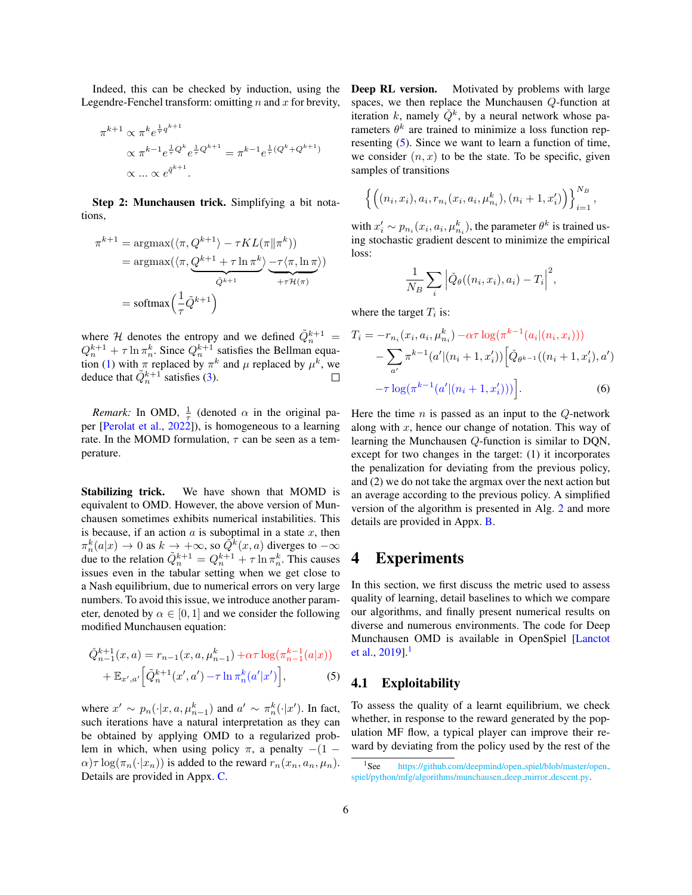Indeed, this can be checked by induction, using the Legendre-Fenchel transform: omitting $n$ and $x$ for brevity,

$$
\begin{aligned}
\pi^{k+1} &\propto \pi^k e^{\frac{1}{\tau}q^{k+1}} \\
&\propto \pi^{k-1} e^{\frac{1}{\tau}Q^k} e^{\frac{1}{\tau}Q^{k+1}} = \pi^{k-1} e^{\frac{1}{\tau}(Q^k + Q^{k+1})} \\
&\propto \ldots \propto e^{\bar{q}^{k+1}}.
\end{aligned}
$$

**Step 2: Munchausen trick.** Simplifying a bit notations,

$$
\begin{aligned}
\pi^{k+1} &= \text{argmax}(\langle \pi, Q^{k+1}\rangle - \tau KL(\pi \| \pi^k)) \\
&= \text{argmax}(\langle \pi, \underbrace{Q^{k+1} + \tau \ln \pi^k}_{\tilde{Q}^{k+1}} \rangle \underbrace{- \tau \langle \pi, \ln \pi \rangle}_{+\tau \mathcal{H}(\pi)}) \\
&= \text{softmax}\left(\frac{1}{\tau}\tilde{Q}^{k+1}\right)
\end{aligned}
$$

where $\mathcal{H}$ denotes the entropy and we defined $\tilde{Q}_n^{k+1} = Q_n^{k+1} + \tau \ln \pi_n^k$. Since $Q_n^{k+1}$ satisfies the Bellman equation (1) with $\pi$ replaced by $\pi^k$ and $\mu$ replaced by $\mu^k$, we deduce that $\tilde{Q}_n^{k+1}$ satisfies (3). $\square$

*Remark:* In OMD, $\frac{1}{\tau}$ (denoted $\alpha$ in the original paper [Perolat et al., 2022]), is homogeneous to a learning rate. In the MOMD formulation, $\tau$ can be seen as a temperature.

**Stabilizing trick.** We have shown that MOMD is equivalent to OMD. However, the above version of Munchausen sometimes exhibits numerical instabilities. This is because, if an action $a$ is suboptimal in a state $x$, then $\pi_n^k(a|x) \to 0$ as $k \to +\infty$, so $\tilde{Q}^k(x, a)$ diverges to $-\infty$ due to the relation $\tilde{Q}_n^{k+1} = Q_n^{k+1} + \tau \ln \pi_n^k$. This causes issues even in the tabular setting when we get close to a Nash equilibrium, due to numerical errors on very large numbers. To avoid this issue, we introduce another parameter, denoted by $\alpha \in [0, 1]$ and we consider the following modified Munchausen equation:

$$
\begin{aligned}
\check{Q}_{n-1}^{k+1}(x, a) &= r_{n-1}(x, a, \mu_{n-1}^k) + \alpha\tau \log(\pi_{n-1}^{k-1}(a|x)) \\
&+ \mathbb{E}_{x', a'}\left[\check{Q}_n^{k+1}(x', a') - \tau \ln \pi_n^k(a'|x')\right],
\end{aligned} \tag{5}
$$

where $x' \sim p_n(\cdot|x, a, \mu_{n-1}^k)$ and $a' \sim \pi_n^k(\cdot|x')$. In fact, such iterations have a natural interpretation as they can be obtained by applying OMD to a regularized problem in which, when using policy $\pi$, a penalty $-(1 - \alpha)\tau \log(\pi_n(\cdot|x_n))$ is added to the reward $r_n(x_n, a_n, \mu_n)$. Details are provided in Appx. C.

**Deep RL version.** Motivated by problems with large spaces, we then replace the Munchausen $Q$-function at iteration $k$, namely $\check{Q}^k$, by a neural network whose parameters $\theta^k$ are trained to minimize a loss function representing (5). Since we want to learn a function of time, we consider $(n, x)$ to be the state. To be specific, given samples of transitions

$$
\left\{\left((n_i, x_i), a_i, r_{n_i}(x_i, a_i, \mu_{n_i}^k), (n_i + 1, x_i')\right)\right\}_{i=1}^{N_B},
$$

with $x_i' \sim p_{n_i}(x_i, a_i, \mu_{n_i}^k)$, the parameter $\theta^k$ is trained using stochastic gradient descent to minimize the empirical loss:

$$
\frac{1}{N_B}\sum_i \left|\check{Q}_\theta((n_i, x_i), a_i) - T_i\right|^2,
$$

where the target $T_i$ is:

$$
\begin{aligned}
T_i = &-r_{n_i}(x_i, a_i, \mu_{n_i}^k) - \alpha\tau \log(\pi^{k-1}(a_i|(n_i, x_i))) \\
&- \sum_{a'} \pi^{k-1}(a'|(n_i + 1, x_i'))\Big[\check{Q}_{\theta^{k-1}}((n_i + 1, x_i'), a') \\
&- \tau \log(\pi^{k-1}(a'|(n_i + 1, x_i')))\Big].
\end{aligned} \tag{6}
$$

Here the time $n$ is passed as an input to the $Q$-network along with $x$, hence our change of notation. This way of learning the Munchausen $Q$-function is similar to DQN, except for two changes in the target: (1) it incorporates the penalization for deviating from the previous policy, and (2) we do not take the argmax over the next action but an average according to the previous policy. A simplified version of the algorithm is presented in Alg. 2 and more details are provided in Appx. B.

# 4 Experiments

In this section, we first discuss the metric used to assess quality of learning, detail baselines to which we compare our algorithms, and finally present numerical results on diverse and numerous environments. The code for Deep Munchausen OMD is available in OpenSpiel [Lanctot et al., 2019].[1]

## 4.1 Exploitability

To assess the quality of a learnt equilibrium, we check whether, in response to the reward generated by the population MF flow, a typical player can improve their reward by deviating from the policy used by the rest of the

[1] See https://github.com/deepmind/open_spiel/blob/master/open_spiel/python/mfg/algorithms/munchausen_deep_mirror_descent.py.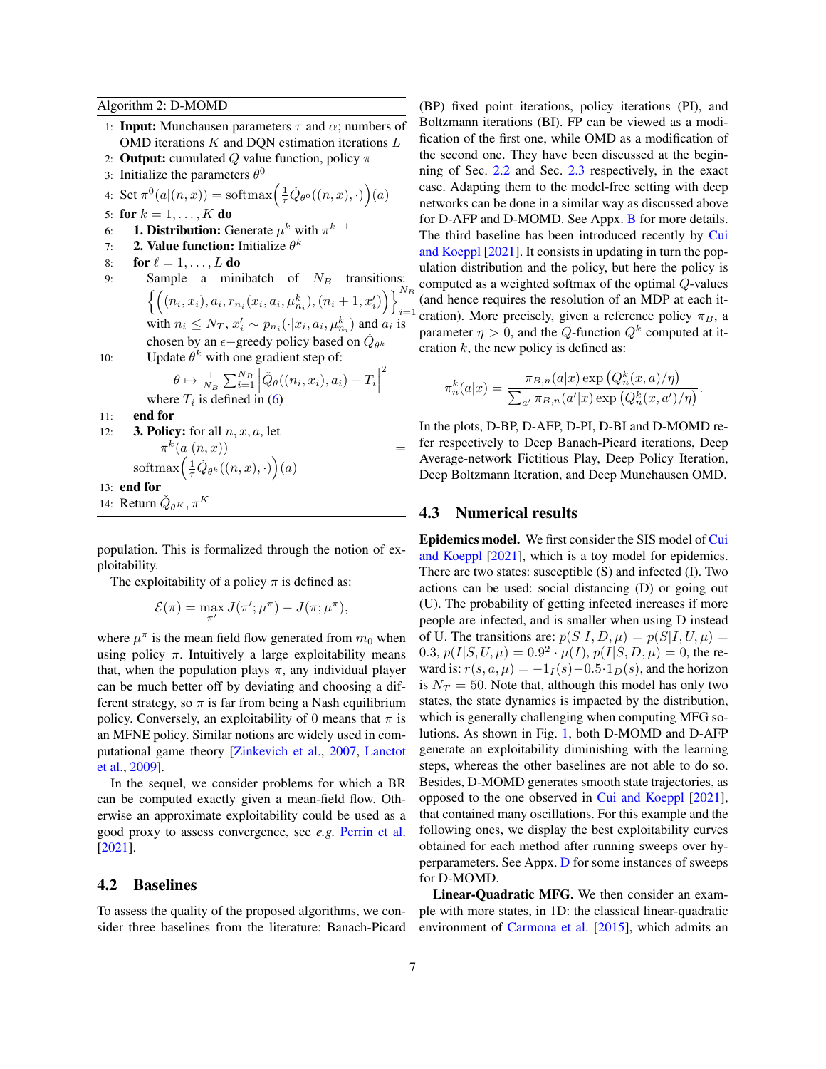**Algorithm 2:** D-MOMD

1: **Input:** Munchausen parameters $\tau$ and $\alpha$; numbers of OMD iterations $K$ and DQN estimation iterations $L$
2: **Output:** cumulated $Q$ value function, policy $\pi$
3: Initialize the parameters $\theta^0$
4: Set $\pi^0(a|(n,x)) = \text{softmax}\Big(\frac{1}{\tau}\check{Q}_{\theta^0}((n,x),\cdot)\Big)(a)$
5: **for** $k = 1, \dots, K$ **do**
6: &nbsp;&nbsp;&nbsp;&nbsp;**1. Distribution:** Generate $\mu^k$ with $\pi^{k-1}$
7: &nbsp;&nbsp;&nbsp;&nbsp;**2. Value function:** Initialize $\theta^k$
8: &nbsp;&nbsp;&nbsp;&nbsp;**for** $\ell = 1, \dots, L$ **do**
9: &nbsp;&nbsp;&nbsp;&nbsp;&nbsp;&nbsp;&nbsp;&nbsp;Sample a minibatch of $N_B$ transitions: $\Big\{\Big((n_i,x_i), a_i, r_{n_i}(x_i,a_i,\mu^k_{n_i}), (n_i+1,x'_i)\Big)\Big\}_{i=1}^{N_B}$ with $n_i \leq N_T$, $x'_i \sim p_{n_i}(\cdot|x_i,a_i,\mu^k_{n_i})$ and $a_i$ is chosen by an $\epsilon-$greedy policy based on $\check{Q}_{\theta^k}$
10: &nbsp;&nbsp;&nbsp;&nbsp;&nbsp;&nbsp;&nbsp;&nbsp;Update $\theta^k$ with one gradient step of:
$$\theta \mapsto \frac{1}{N_B}\sum_{i=1}^{N_B}\left|\check{Q}_\theta((n_i,x_i),a_i) - T_i\right|^2$$
&nbsp;&nbsp;&nbsp;&nbsp;&nbsp;&nbsp;&nbsp;&nbsp;where $T_i$ is defined in (6)
11: &nbsp;&nbsp;&nbsp;&nbsp;**end for**
12: &nbsp;&nbsp;&nbsp;&nbsp;**3. Policy:** for all $n, x, a$, let $\pi^k(a|(n,x)) = \text{softmax}\Big(\frac{1}{\tau}\check{Q}_{\theta^k}((n,x),\cdot)\Big)(a)$
13: **end for**
14: Return $\check{Q}_{\theta^K}, \pi^K$

population. This is formalized through the notion of exploitability.

The exploitability of a policy $\pi$ is defined as:

$$\mathcal{E}(\pi) = \max_{\pi'} J(\pi';\mu^\pi) - J(\pi;\mu^\pi),$$

where $\mu^\pi$ is the mean field flow generated from $m_0$ when using policy $\pi$. Intuitively a large exploitability means that, when the population plays $\pi$, any individual player can be much better off by deviating and choosing a different strategy, so $\pi$ is far from being a Nash equilibrium policy. Conversely, an exploitability of 0 means that $\pi$ is an MFNE policy. Similar notions are widely used in computational game theory [Zinkevich et al., 2007, Lanctot et al., 2009].

In the sequel, we consider problems for which a BR can be computed exactly given a mean-field flow. Otherwise an approximate exploitability could be used as a good proxy to assess convergence, see *e.g.* Perrin et al. [2021].

## 4.2 Baselines

To assess the quality of the proposed algorithms, we consider three baselines from the literature: Banach-Picard (BP) fixed point iterations, policy iterations (PI), and Boltzmann iterations (BI). FP can be viewed as a modification of the first one, while OMD as a modification of the second one. They have been discussed at the beginning of Sec. 2.2 and Sec. 2.3 respectively, in the exact case. Adapting them to the model-free setting with deep networks can be done in a similar way as discussed above for D-AFP and D-MOMD. See Appx. B for more details. The third baseline has been introduced recently by Cui and Koeppl [2021]. It consists in updating in turn the population distribution and the policy, but here the policy is computed as a weighted softmax of the optimal $Q$-values (and hence requires the resolution of an MDP at each iteration). More precisely, given a reference policy $\pi_B$, a parameter $\eta > 0$, and the $Q$-function $Q^k$ computed at iteration $k$, the new policy is defined as:

$$\pi^k_n(a|x) = \frac{\pi_{B,n}(a|x)\exp\big(Q^k_n(x,a)/\eta\big)}{\sum_{a'}\pi_{B,n}(a'|x)\exp\big(Q^k_n(x,a')/\eta\big)}.$$

In the plots, D-BP, D-AFP, D-PI, D-BI and D-MOMD refer respectively to Deep Banach-Picard iterations, Deep Average-network Fictitious Play, Deep Policy Iteration, Deep Boltzmann Iteration, and Deep Munchausen OMD.

## 4.3 Numerical results

**Epidemics model.** We first consider the SIS model of Cui and Koeppl [2021], which is a toy model for epidemics. There are two states: susceptible (S) and infected (I). Two actions can be used: social distancing (D) or going out (U). The probability of getting infected increases if more people are infected, and is smaller when using D instead of U. The transitions are: $p(S|I,D,\mu) = p(S|I,U,\mu) = 0.3$, $p(I|S,U,\mu) = 0.9^2 \cdot \mu(I)$, $p(I|S,D,\mu) = 0$, the reward is: $r(s,a,\mu) = -1_I(s) - 0.5 \cdot 1_D(s)$, and the horizon is $N_T = 50$. Note that, although this model has only two states, the state dynamics is impacted by the distribution, which is generally challenging when computing MFG solutions. As shown in Fig. 1, both D-MOMD and D-AFP generate an exploitability diminishing with the learning steps, whereas the other baselines are not able to do so. Besides, D-MOMD generates smooth state trajectories, as opposed to the one observed in Cui and Koeppl [2021], that contained many oscillations. For this example and the following ones, we display the best exploitability curves obtained for each method after running sweeps over hyperparameters. See Appx. D for some instances of sweeps for D-MOMD.

**Linear-Quadratic MFG.** We then consider an example with more states, in 1D: the classical linear-quadratic environment of Carmona et al. [2015], which admits an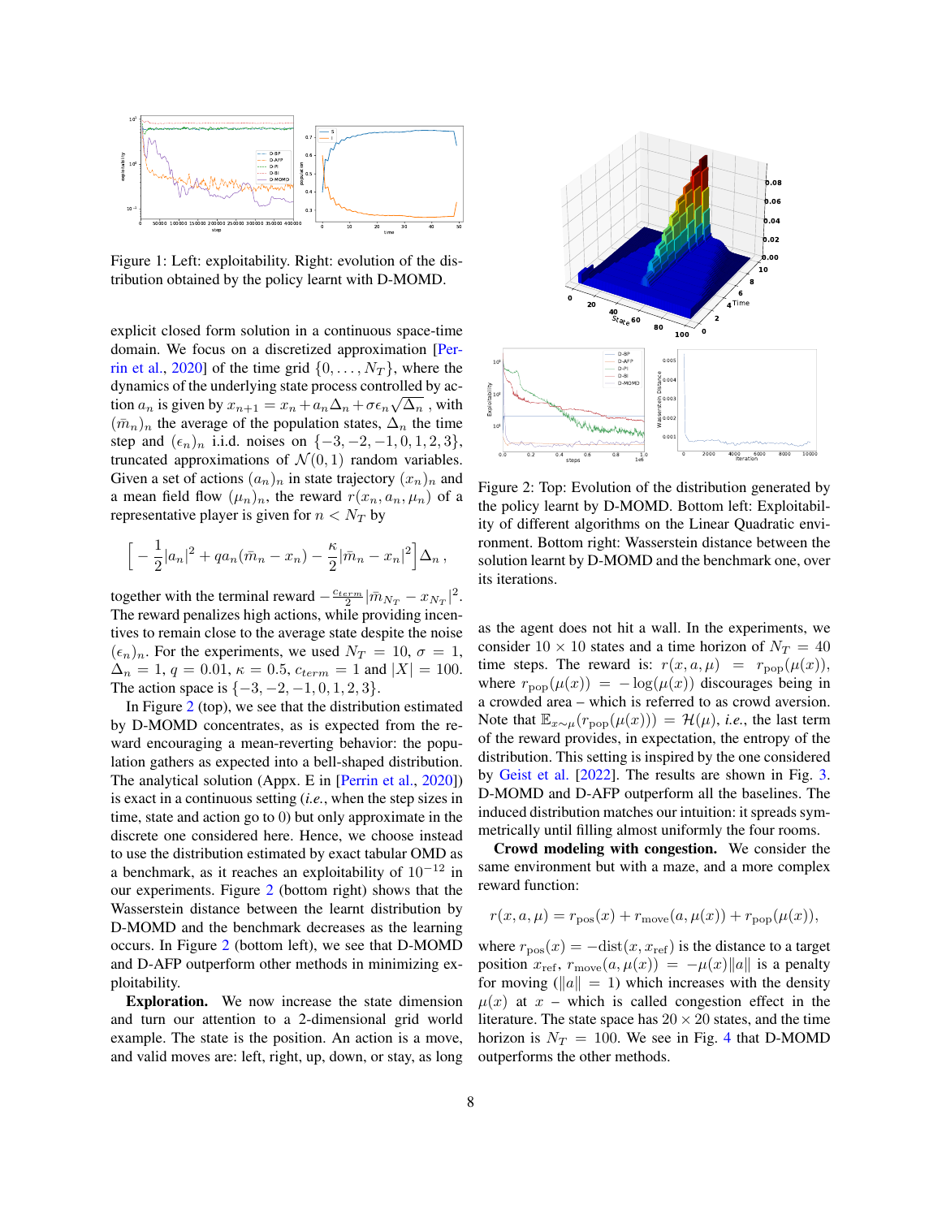Figure 1: Left: exploitability. Right: evolution of the distribution obtained by the policy learnt with D-MOMD.

explicit closed form solution in a continuous space-time domain. We focus on a discretized approximation [Perrin et al., 2020] of the time grid $\{0, \ldots, N_T\}$, where the dynamics of the underlying state process controlled by action $a_n$ is given by $x_{n+1} = x_n + a_n \Delta_n + \sigma \epsilon_n \sqrt{\Delta_n}$ , with $(\bar{m}_n)_n$ the average of the population states, $\Delta_n$ the time step and $(\epsilon_n)_n$ i.i.d. noises on $\{-3, -2, -1, 0, 1, 2, 3\}$, truncated approximations of $\mathcal{N}(0, 1)$ random variables. Given a set of actions $(a_n)_n$ in state trajectory $(x_n)_n$ and a mean field flow $(\mu_n)_n$, the reward $r(x_n, a_n, \mu_n)$ of a representative player is given for $n < N_T$ by

$$\Big[ -\frac{1}{2}|a_n|^2 + q a_n(\bar{m}_n - x_n) - \frac{\kappa}{2}|\bar{m}_n - x_n|^2 \Big] \Delta_n \,,$$

together with the terminal reward $-\frac{c_{term}}{2}|\bar{m}_{N_T} - x_{N_T}|^2$. The reward penalizes high actions, while providing incentives to remain close to the average state despite the noise $(\epsilon_n)_n$. For the experiments, we used $N_T = 10$, $\sigma = 1$, $\Delta_n = 1$, $q = 0.01$, $\kappa = 0.5$, $c_{term} = 1$ and $|X| = 100$. The action space is $\{-3, -2, -1, 0, 1, 2, 3\}$.

In Figure 2 (top), we see that the distribution estimated by D-MOMD concentrates, as is expected from the reward encouraging a mean-reverting behavior: the population gathers as expected into a bell-shaped distribution. The analytical solution (Appx. E in [Perrin et al., 2020]) is exact in a continuous setting (*i.e.*, when the step sizes in time, state and action go to 0) but only approximate in the discrete one considered here. Hence, we choose instead to use the distribution estimated by exact tabular OMD as a benchmark, as it reaches an exploitability of $10^{-12}$ in our experiments. Figure 2 (bottom right) shows that the Wasserstein distance between the learnt distribution by D-MOMD and the benchmark decreases as the learning occurs. In Figure 2 (bottom left), we see that D-MOMD and D-AFP outperform other methods in minimizing exploitability.

**Exploration.** We now increase the state dimension and turn our attention to a 2-dimensional grid world example. The state is the position. An action is a move, and valid moves are: left, right, up, down, or stay, as long

Figure 2: Top: Evolution of the distribution generated by the policy learnt by D-MOMD. Bottom left: Exploitability of different algorithms on the Linear Quadratic environment. Bottom right: Wasserstein distance between the solution learnt by D-MOMD and the benchmark one, over its iterations.

as the agent does not hit a wall. In the experiments, we consider $10 \times 10$ states and a time horizon of $N_T = 40$ time steps. The reward is: $r(x, a, \mu) = r_{\text{pop}}(\mu(x))$, where $r_{\text{pop}}(\mu(x)) = -\log(\mu(x))$ discourages being in a crowded area – which is referred to as crowd aversion. Note that $\mathbb{E}_{x\sim\mu}(r_{\text{pop}}(\mu(x))) = \mathcal{H}(\mu)$, *i.e.*, the last term of the reward provides, in expectation, the entropy of the distribution. This setting is inspired by the one considered by Geist et al. [2022]. The results are shown in Fig. 3. D-MOMD and D-AFP outperform all the baselines. The induced distribution matches our intuition: it spreads symmetrically until filling almost uniformly the four rooms.

**Crowd modeling with congestion.** We consider the same environment but with a maze, and a more complex reward function:

$$r(x, a, \mu) = r_{\text{pos}}(x) + r_{\text{move}}(a, \mu(x)) + r_{\text{pop}}(\mu(x)),$$

where $r_{\text{pos}}(x) = -\text{dist}(x, x_{\text{ref}})$ is the distance to a target position $x_{\text{ref}}$, $r_{\text{move}}(a, \mu(x)) = -\mu(x)\|a\|$ is a penalty for moving ($\|a\| = 1$) which increases with the density $\mu(x)$ at $x$ – which is called congestion effect in the literature. The state space has $20 \times 20$ states, and the time horizon is $N_T = 100$. We see in Fig. 4 that D-MOMD outperforms the other methods.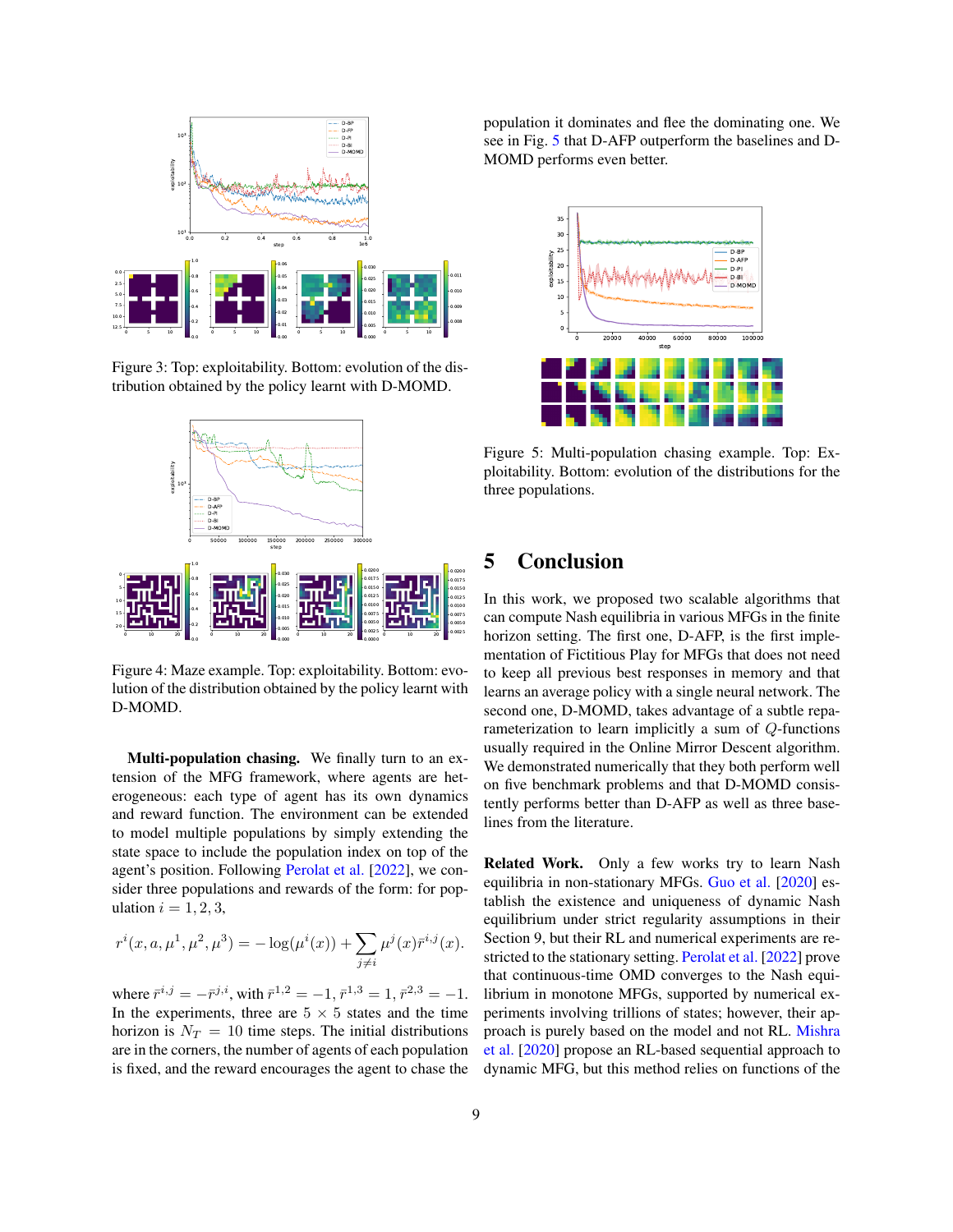Figure 3: Top: exploitability. Bottom: evolution of the distribution obtained by the policy learnt with D-MOMD.

Figure 4: Maze example. Top: exploitability. Bottom: evolution of the distribution obtained by the policy learnt with D-MOMD.

**Multi-population chasing.** We finally turn to an extension of the MFG framework, where agents are heterogeneous: each type of agent has its own dynamics and reward function. The environment can be extended to model multiple populations by simply extending the state space to include the population index on top of the agent's position. Following Perolat et al. [2022], we consider three populations and rewards of the form: for population $i = 1, 2, 3$,

$$r^i(x, a, \mu^1, \mu^2, \mu^3) = -\log(\mu^i(x)) + \sum_{j \neq i} \mu^j(x) \bar{r}^{i,j}(x).$$

where $\bar{r}^{i,j} = -\bar{r}^{j,i}$, with $\bar{r}^{1,2} = -1$, $\bar{r}^{1,3} = 1$, $\bar{r}^{2,3} = -1$. In the experiments, three are $5 \times 5$ states and the time horizon is $N_T = 10$ time steps. The initial distributions are in the corners, the number of agents of each population is fixed, and the reward encourages the agent to chase the population it dominates and flee the dominating one. We see in Fig. 5 that D-AFP outperform the baselines and D-MOMD performs even better.

Figure 5: Multi-population chasing example. Top: Exploitability. Bottom: evolution of the distributions for the three populations.

# 5 Conclusion

In this work, we proposed two scalable algorithms that can compute Nash equilibria in various MFGs in the finite horizon setting. The first one, D-AFP, is the first implementation of Fictitious Play for MFGs that does not need to keep all previous best responses in memory and that learns an average policy with a single neural network. The second one, D-MOMD, takes advantage of a subtle reparameterization to learn implicitly a sum of $Q$-functions usually required in the Online Mirror Descent algorithm. We demonstrated numerically that they both perform well on five benchmark problems and that D-MOMD consistently performs better than D-AFP as well as three baselines from the literature.

**Related Work.** Only a few works try to learn Nash equilibria in non-stationary MFGs. Guo et al. [2020] establish the existence and uniqueness of dynamic Nash equilibrium under strict regularity assumptions in their Section 9, but their RL and numerical experiments are restricted to the stationary setting. Perolat et al. [2022] prove that continuous-time OMD converges to the Nash equilibrium in monotone MFGs, supported by numerical experiments involving trillions of states; however, their approach is purely based on the model and not RL. Mishra et al. [2020] propose an RL-based sequential approach to dynamic MFG, but this method relies on functions of the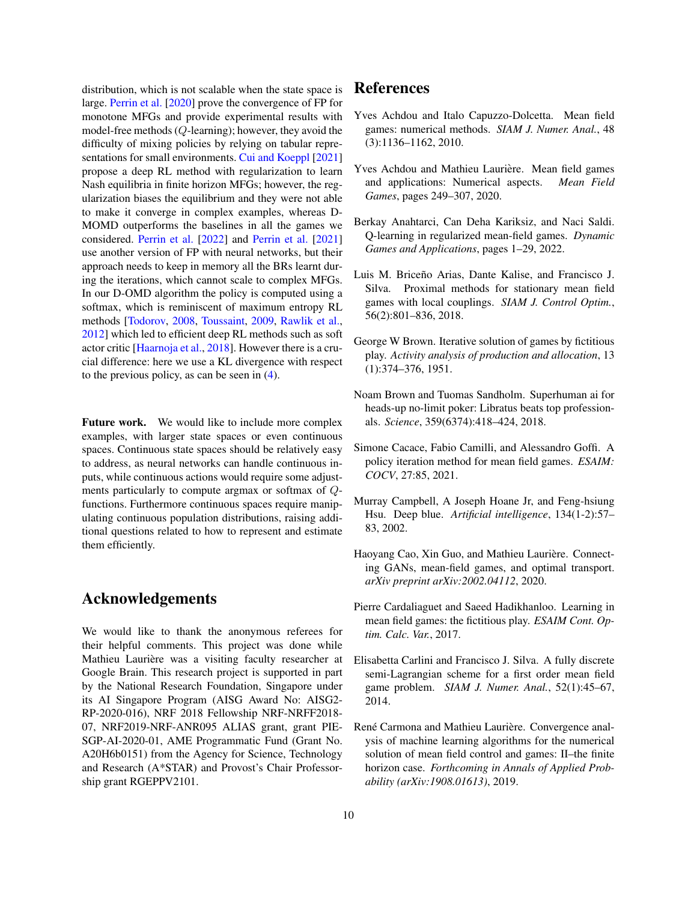distribution, which is not scalable when the state space is large. Perrin et al. [2020] prove the convergence of FP for monotone MFGs and provide experimental results with model-free methods ($Q$-learning); however, they avoid the difficulty of mixing policies by relying on tabular representations for small environments. Cui and Koeppl [2021] propose a deep RL method with regularization to learn Nash equilibria in finite horizon MFGs; however, the regularization biases the equilibrium and they were not able to make it converge in complex examples, whereas D-MOMD outperforms the baselines in all the games we considered. Perrin et al. [2022] and Perrin et al. [2021] use another version of FP with neural networks, but their approach needs to keep in memory all the BRs learnt during the iterations, which cannot scale to complex MFGs. In our D-OMD algorithm the policy is computed using a softmax, which is reminiscent of maximum entropy RL methods [Todorov, 2008, Toussaint, 2009, Rawlik et al., 2012] which led to efficient deep RL methods such as soft actor critic [Haarnoja et al., 2018]. However there is a crucial difference: here we use a KL divergence with respect to the previous policy, as can be seen in (4).

**Future work.** We would like to include more complex examples, with larger state spaces or even continuous spaces. Continuous state spaces should be relatively easy to address, as neural networks can handle continuous inputs, while continuous actions would require some adjustments particularly to compute argmax or softmax of $Q$-functions. Furthermore continuous spaces require manipulating continuous population distributions, raising additional questions related to how to represent and estimate them efficiently.

## Acknowledgements

We would like to thank the anonymous referees for their helpful comments. This project was done while Mathieu Laurière was a visiting faculty researcher at Google Brain. This research project is supported in part by the National Research Foundation, Singapore under its AI Singapore Program (AISG Award No: AISG2-RP-2020-016), NRF 2018 Fellowship NRF-NRFF2018-07, NRF2019-NRF-ANR095 ALIAS grant, grant PIE-SGP-AI-2020-01, AME Programmatic Fund (Grant No. A20H6b0151) from the Agency for Science, Technology and Research (A*STAR) and Provost's Chair Professorship grant RGEPPV2101.

## References

Yves Achdou and Italo Capuzzo-Dolcetta. Mean field games: numerical methods. *SIAM J. Numer. Anal.*, 48 (3):1136–1162, 2010.

Yves Achdou and Mathieu Laurière. Mean field games and applications: Numerical aspects. *Mean Field Games*, pages 249–307, 2020.

Berkay Anahtarci, Can Deha Kariksiz, and Naci Saldi. Q-learning in regularized mean-field games. *Dynamic Games and Applications*, pages 1–29, 2022.

Luis M. Briceño Arias, Dante Kalise, and Francisco J. Silva. Proximal methods for stationary mean field games with local couplings. *SIAM J. Control Optim.*, 56(2):801–836, 2018.

George W Brown. Iterative solution of games by fictitious play. *Activity analysis of production and allocation*, 13 (1):374–376, 1951.

Noam Brown and Tuomas Sandholm. Superhuman ai for heads-up no-limit poker: Libratus beats top professionals. *Science*, 359(6374):418–424, 2018.

Simone Cacace, Fabio Camilli, and Alessandro Goffi. A policy iteration method for mean field games. *ESAIM: COCV*, 27:85, 2021.

Murray Campbell, A Joseph Hoane Jr, and Feng-hsiung Hsu. Deep blue. *Artificial intelligence*, 134(1-2):57–83, 2002.

Haoyang Cao, Xin Guo, and Mathieu Laurière. Connecting GANs, mean-field games, and optimal transport. *arXiv preprint arXiv:2002.04112*, 2020.

Pierre Cardaliaguet and Saeed Hadikhanloo. Learning in mean field games: the fictitious play. *ESAIM Cont. Optim. Calc. Var.*, 2017.

Elisabetta Carlini and Francisco J. Silva. A fully discrete semi-Lagrangian scheme for a first order mean field game problem. *SIAM J. Numer. Anal.*, 52(1):45–67, 2014.

René Carmona and Mathieu Laurière. Convergence analysis of machine learning algorithms for the numerical solution of mean field control and games: II–the finite horizon case. *Forthcoming in Annals of Applied Probability (arXiv:1908.01613)*, 2019.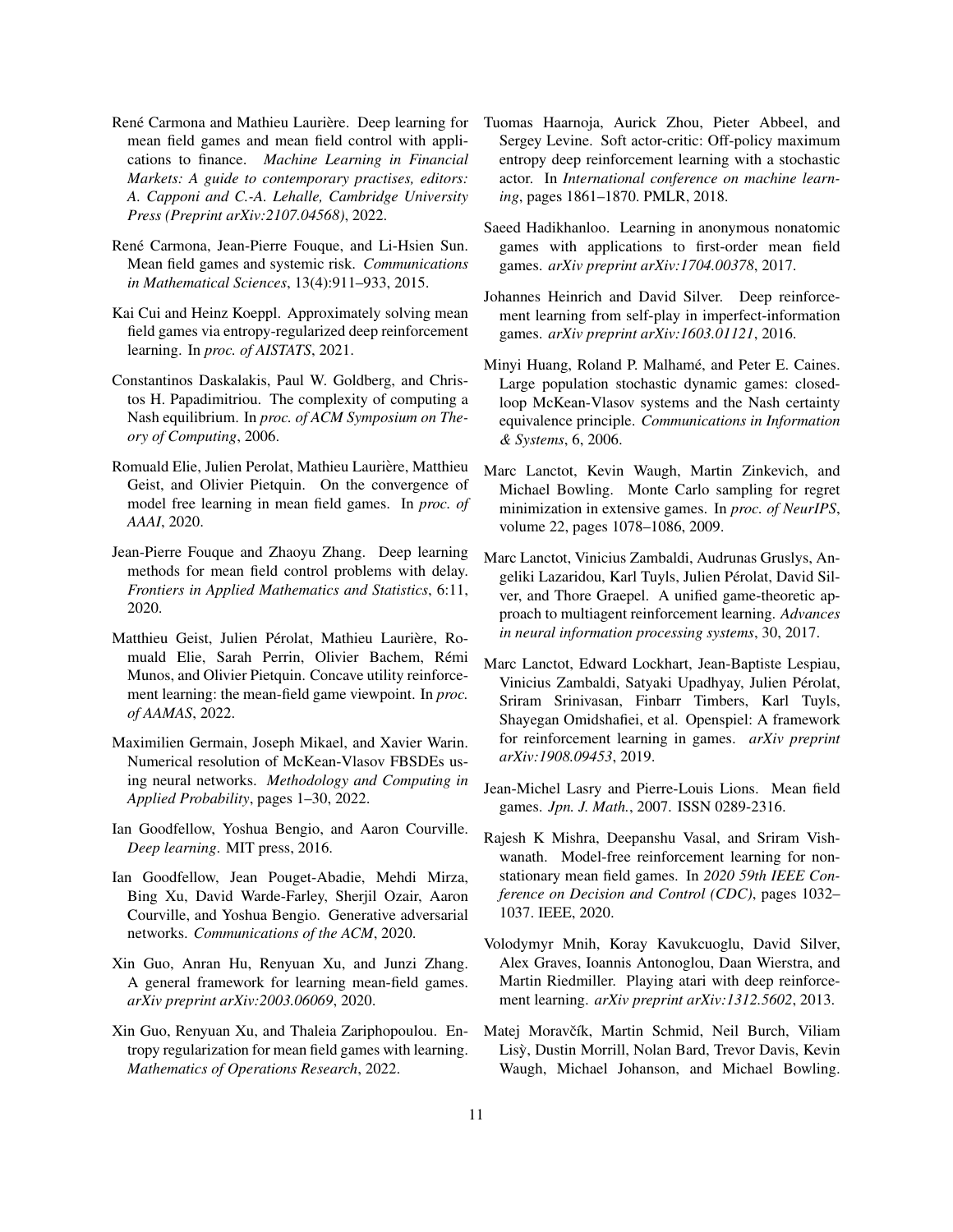René Carmona and Mathieu Laurière. Deep learning for mean field games and mean field control with applications to finance. *Machine Learning in Financial Markets: A guide to contemporary practises, editors: A. Capponi and C.-A. Lehalle, Cambridge University Press (Preprint arXiv:2107.04568)*, 2022.

René Carmona, Jean-Pierre Fouque, and Li-Hsien Sun. Mean field games and systemic risk. *Communications in Mathematical Sciences*, 13(4):911–933, 2015.

Kai Cui and Heinz Koeppl. Approximately solving mean field games via entropy-regularized deep reinforcement learning. In *proc. of AISTATS*, 2021.

Constantinos Daskalakis, Paul W. Goldberg, and Christos H. Papadimitriou. The complexity of computing a Nash equilibrium. In *proc. of ACM Symposium on Theory of Computing*, 2006.

Romuald Elie, Julien Perolat, Mathieu Laurière, Matthieu Geist, and Olivier Pietquin. On the convergence of model free learning in mean field games. In *proc. of AAAI*, 2020.

Jean-Pierre Fouque and Zhaoyu Zhang. Deep learning methods for mean field control problems with delay. *Frontiers in Applied Mathematics and Statistics*, 6:11, 2020.

Matthieu Geist, Julien Pérolat, Mathieu Laurière, Romuald Elie, Sarah Perrin, Olivier Bachem, Rémi Munos, and Olivier Pietquin. Concave utility reinforcement learning: the mean-field game viewpoint. In *proc. of AAMAS*, 2022.

Maximilien Germain, Joseph Mikael, and Xavier Warin. Numerical resolution of McKean-Vlasov FBSDEs using neural networks. *Methodology and Computing in Applied Probability*, pages 1–30, 2022.

Ian Goodfellow, Yoshua Bengio, and Aaron Courville. *Deep learning*. MIT press, 2016.

Ian Goodfellow, Jean Pouget-Abadie, Mehdi Mirza, Bing Xu, David Warde-Farley, Sherjil Ozair, Aaron Courville, and Yoshua Bengio. Generative adversarial networks. *Communications of the ACM*, 2020.

Xin Guo, Anran Hu, Renyuan Xu, and Junzi Zhang. A general framework for learning mean-field games. *arXiv preprint arXiv:2003.06069*, 2020.

Xin Guo, Renyuan Xu, and Thaleia Zariphopoulou. Entropy regularization for mean field games with learning. *Mathematics of Operations Research*, 2022.

Tuomas Haarnoja, Aurick Zhou, Pieter Abbeel, and Sergey Levine. Soft actor-critic: Off-policy maximum entropy deep reinforcement learning with a stochastic actor. In *International conference on machine learning*, pages 1861–1870. PMLR, 2018.

Saeed Hadikhanloo. Learning in anonymous nonatomic games with applications to first-order mean field games. *arXiv preprint arXiv:1704.00378*, 2017.

Johannes Heinrich and David Silver. Deep reinforcement learning from self-play in imperfect-information games. *arXiv preprint arXiv:1603.01121*, 2016.

Minyi Huang, Roland P. Malhamé, and Peter E. Caines. Large population stochastic dynamic games: closed-loop McKean-Vlasov systems and the Nash certainty equivalence principle. *Communications in Information & Systems*, 6, 2006.

Marc Lanctot, Kevin Waugh, Martin Zinkevich, and Michael Bowling. Monte Carlo sampling for regret minimization in extensive games. In *proc. of NeurIPS*, volume 22, pages 1078–1086, 2009.

Marc Lanctot, Vinicius Zambaldi, Audrunas Gruslys, Angeliki Lazaridou, Karl Tuyls, Julien Pérolat, David Silver, and Thore Graepel. A unified game-theoretic approach to multiagent reinforcement learning. *Advances in neural information processing systems*, 30, 2017.

Marc Lanctot, Edward Lockhart, Jean-Baptiste Lespiau, Vinicius Zambaldi, Satyaki Upadhyay, Julien Pérolat, Sriram Srinivasan, Finbarr Timbers, Karl Tuyls, Shayegan Omidshafiei, et al. Openspiel: A framework for reinforcement learning in games. *arXiv preprint arXiv:1908.09453*, 2019.

Jean-Michel Lasry and Pierre-Louis Lions. Mean field games. *Jpn. J. Math.*, 2007. ISSN 0289-2316.

Rajesh K Mishra, Deepanshu Vasal, and Sriram Vishwanath. Model-free reinforcement learning for non-stationary mean field games. In *2020 59th IEEE Conference on Decision and Control (CDC)*, pages 1032–1037. IEEE, 2020.

Volodymyr Mnih, Koray Kavukcuoglu, David Silver, Alex Graves, Ioannis Antonoglou, Daan Wierstra, and Martin Riedmiller. Playing atari with deep reinforcement learning. *arXiv preprint arXiv:1312.5602*, 2013.

Matej Moravčík, Martin Schmid, Neil Burch, Viliam Lisỳ, Dustin Morrill, Nolan Bard, Trevor Davis, Kevin Waugh, Michael Johanson, and Michael Bowling.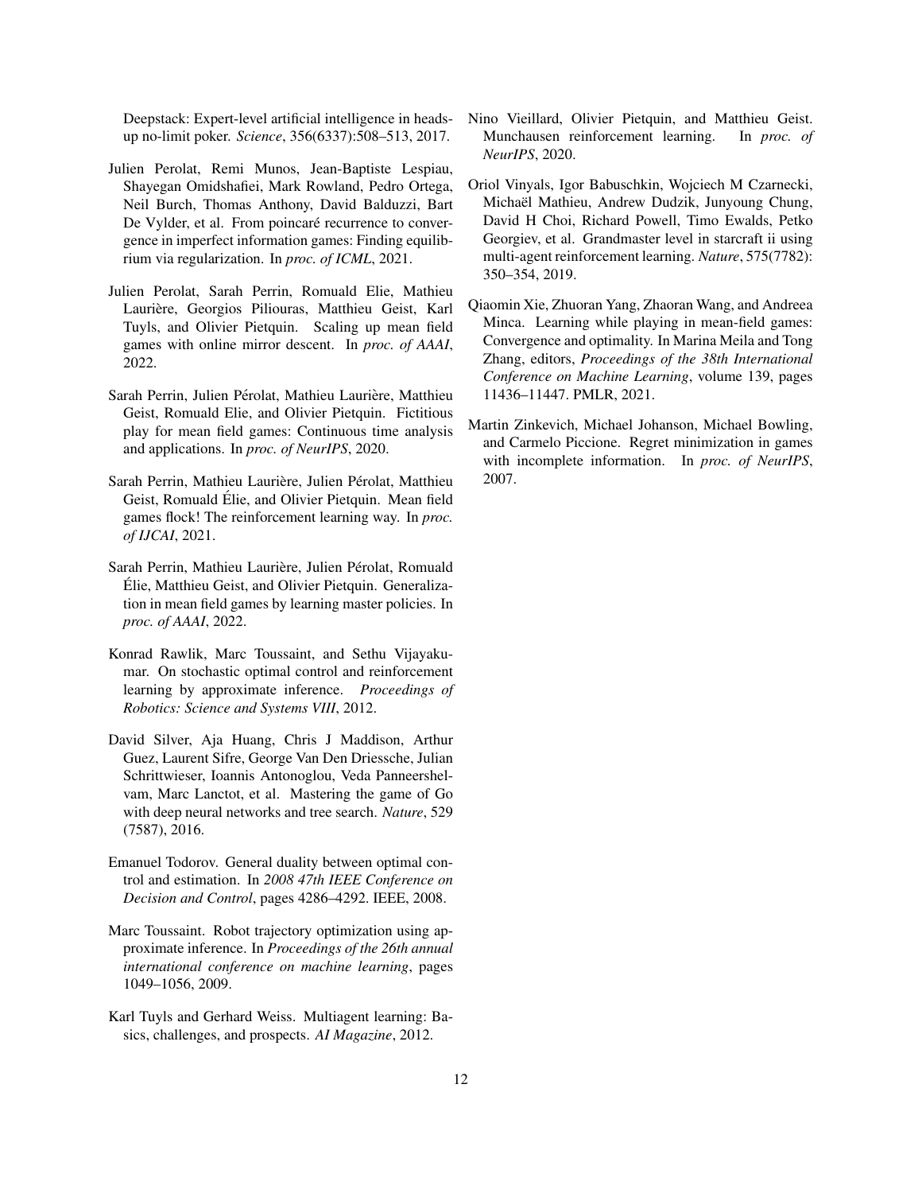Deepstack: Expert-level artificial intelligence in heads-up no-limit poker. *Science*, 356(6337):508–513, 2017.

Julien Perolat, Remi Munos, Jean-Baptiste Lespiau, Shayegan Omidshafiei, Mark Rowland, Pedro Ortega, Neil Burch, Thomas Anthony, David Balduzzi, Bart De Vylder, et al. From poincaré recurrence to convergence in imperfect information games: Finding equilibrium via regularization. In *proc. of ICML*, 2021.

Julien Perolat, Sarah Perrin, Romuald Elie, Mathieu Laurière, Georgios Piliouras, Matthieu Geist, Karl Tuyls, and Olivier Pietquin. Scaling up mean field games with online mirror descent. In *proc. of AAAI*, 2022.

Sarah Perrin, Julien Pérolat, Mathieu Laurière, Matthieu Geist, Romuald Elie, and Olivier Pietquin. Fictitious play for mean field games: Continuous time analysis and applications. In *proc. of NeurIPS*, 2020.

Sarah Perrin, Mathieu Laurière, Julien Pérolat, Matthieu Geist, Romuald Élie, and Olivier Pietquin. Mean field games flock! The reinforcement learning way. In *proc. of IJCAI*, 2021.

Sarah Perrin, Mathieu Laurière, Julien Pérolat, Romuald Élie, Matthieu Geist, and Olivier Pietquin. Generalization in mean field games by learning master policies. In *proc. of AAAI*, 2022.

Konrad Rawlik, Marc Toussaint, and Sethu Vijayakumar. On stochastic optimal control and reinforcement learning by approximate inference. *Proceedings of Robotics: Science and Systems VIII*, 2012.

David Silver, Aja Huang, Chris J Maddison, Arthur Guez, Laurent Sifre, George Van Den Driessche, Julian Schrittwieser, Ioannis Antonoglou, Veda Panneershelvam, Marc Lanctot, et al. Mastering the game of Go with deep neural networks and tree search. *Nature*, 529 (7587), 2016.

Emanuel Todorov. General duality between optimal control and estimation. In *2008 47th IEEE Conference on Decision and Control*, pages 4286–4292. IEEE, 2008.

Marc Toussaint. Robot trajectory optimization using approximate inference. In *Proceedings of the 26th annual international conference on machine learning*, pages 1049–1056, 2009.

Karl Tuyls and Gerhard Weiss. Multiagent learning: Basics, challenges, and prospects. *AI Magazine*, 2012.

Nino Vieillard, Olivier Pietquin, and Matthieu Geist. Munchausen reinforcement learning. In *proc. of NeurIPS*, 2020.

Oriol Vinyals, Igor Babuschkin, Wojciech M Czarnecki, Michaël Mathieu, Andrew Dudzik, Junyoung Chung, David H Choi, Richard Powell, Timo Ewalds, Petko Georgiev, et al. Grandmaster level in starcraft ii using multi-agent reinforcement learning. *Nature*, 575(7782): 350–354, 2019.

Qiaomin Xie, Zhuoran Yang, Zhaoran Wang, and Andreea Minca. Learning while playing in mean-field games: Convergence and optimality. In Marina Meila and Tong Zhang, editors, *Proceedings of the 38th International Conference on Machine Learning*, volume 139, pages 11436–11447. PMLR, 2021.

Martin Zinkevich, Michael Johanson, Michael Bowling, and Carmelo Piccione. Regret minimization in games with incomplete information. In *proc. of NeurIPS*, 2007.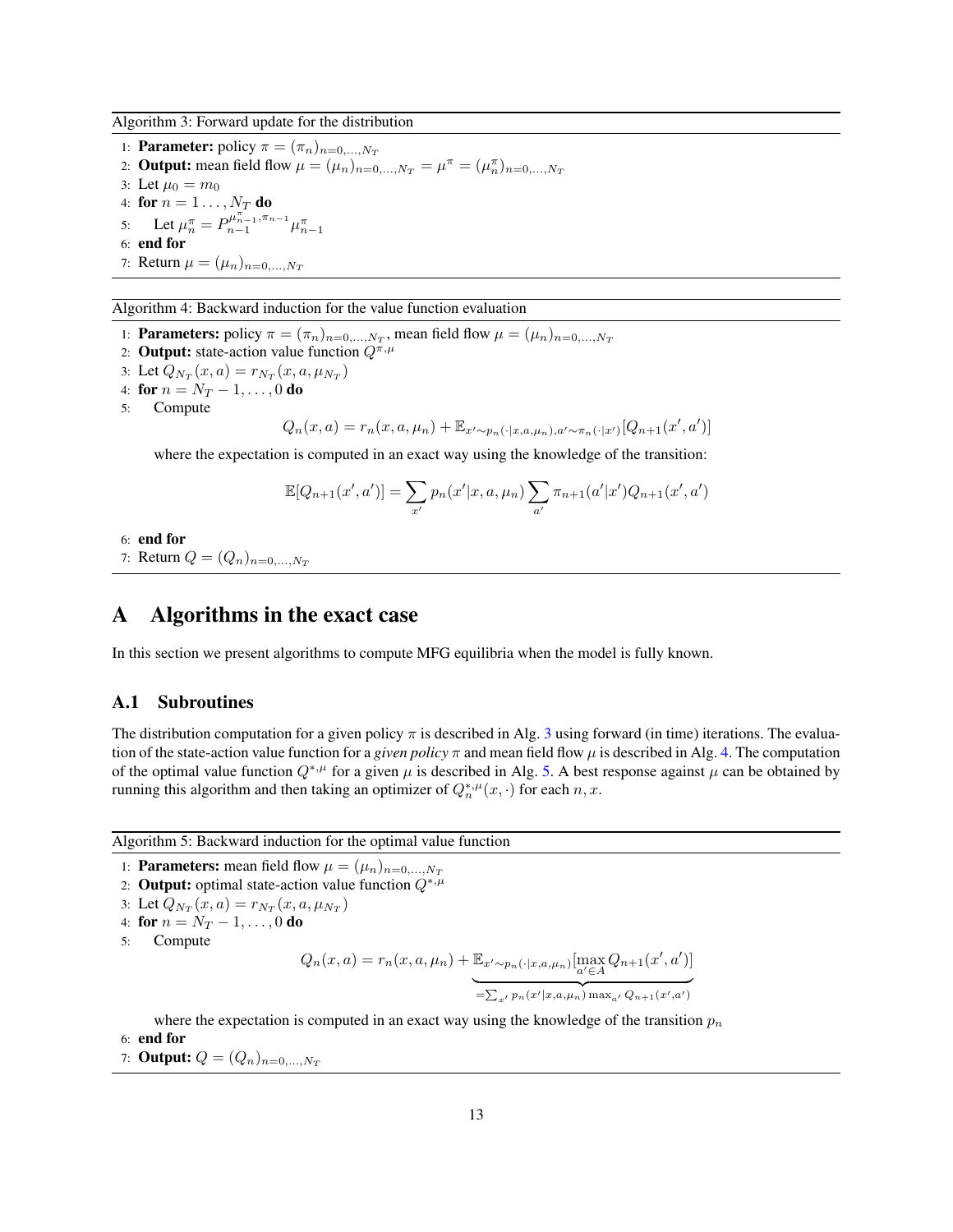Algorithm 3: Forward update for the distribution

1: **Parameter:** policy $\pi = (\pi_n)_{n=0,\dots,N_T}$
2: **Output:** mean field flow $\mu = (\mu_n)_{n=0,\dots,N_T} = \mu^\pi = (\mu^\pi_n)_{n=0,\dots,N_T}$
3: Let $\mu_0 = m_0$
4: **for** $n = 1 \dots, N_T$ **do**
5: Let $\mu^\pi_n = P^{\mu^\pi_{n-1},\pi_{n-1}}_{n-1} \mu^\pi_{n-1}$
6: **end for**
7: Return $\mu = (\mu_n)_{n=0,\dots,N_T}$

Algorithm 4: Backward induction for the value function evaluation

1: **Parameters:** policy $\pi = (\pi_n)_{n=0,\dots,N_T}$, mean field flow $\mu = (\mu_n)_{n=0,\dots,N_T}$
2: **Output:** state-action value function $Q^{\pi,\mu}$
3: Let $Q_{N_T}(x, a) = r_{N_T}(x, a, \mu_{N_T})$
4: **for** $n = N_T - 1, \dots, 0$ **do**
5: Compute

$$Q_n(x, a) = r_n(x, a, \mu_n) + \mathbb{E}_{x'\sim p_n(\cdot|x,a,\mu_n), a'\sim\pi_n(\cdot|x')}[Q_{n+1}(x', a')]$$

where the expectation is computed in an exact way using the knowledge of the transition:

$$\mathbb{E}[Q_{n+1}(x', a')] = \sum_{x'} p_n(x'|x, a, \mu_n) \sum_{a'} \pi_{n+1}(a'|x') Q_{n+1}(x', a')$$

6: **end for**
7: Return $Q = (Q_n)_{n=0,\dots,N_T}$

# A Algorithms in the exact case

In this section we present algorithms to compute MFG equilibria when the model is fully known.

## A.1 Subroutines

The distribution computation for a given policy $\pi$ is described in Alg. 3 using forward (in time) iterations. The evaluation of the state-action value function for a *given policy* $\pi$ and mean field flow $\mu$ is described in Alg. 4. The computation of the optimal value function $Q^{*,\mu}$ for a given $\mu$ is described in Alg. 5. A best response against $\mu$ can be obtained by running this algorithm and then taking an optimizer of $Q^{*,\mu}_n(x, \cdot)$ for each $n, x$.

Algorithm 5: Backward induction for the optimal value function

1: **Parameters:** mean field flow $\mu = (\mu_n)_{n=0,\dots,N_T}$
2: **Output:** optimal state-action value function $Q^{*,\mu}$
3: Let $Q_{N_T}(x, a) = r_{N_T}(x, a, \mu_{N_T})$
4: **for** $n = N_T - 1, \dots, 0$ **do**
5: Compute

$$Q_n(x, a) = r_n(x, a, \mu_n) + \underbrace{\mathbb{E}_{x'\sim p_n(\cdot|x,a,\mu_n)}[\max_{a'\in A} Q_{n+1}(x', a')]}_{=\sum_{x'} p_n(x'|x,a,\mu_n) \max_{a'} Q_{n+1}(x',a')}$$

where the expectation is computed in an exact way using the knowledge of the transition $p_n$

6: **end for**
7: **Output:** $Q = (Q_n)_{n=0,\dots,N_T}$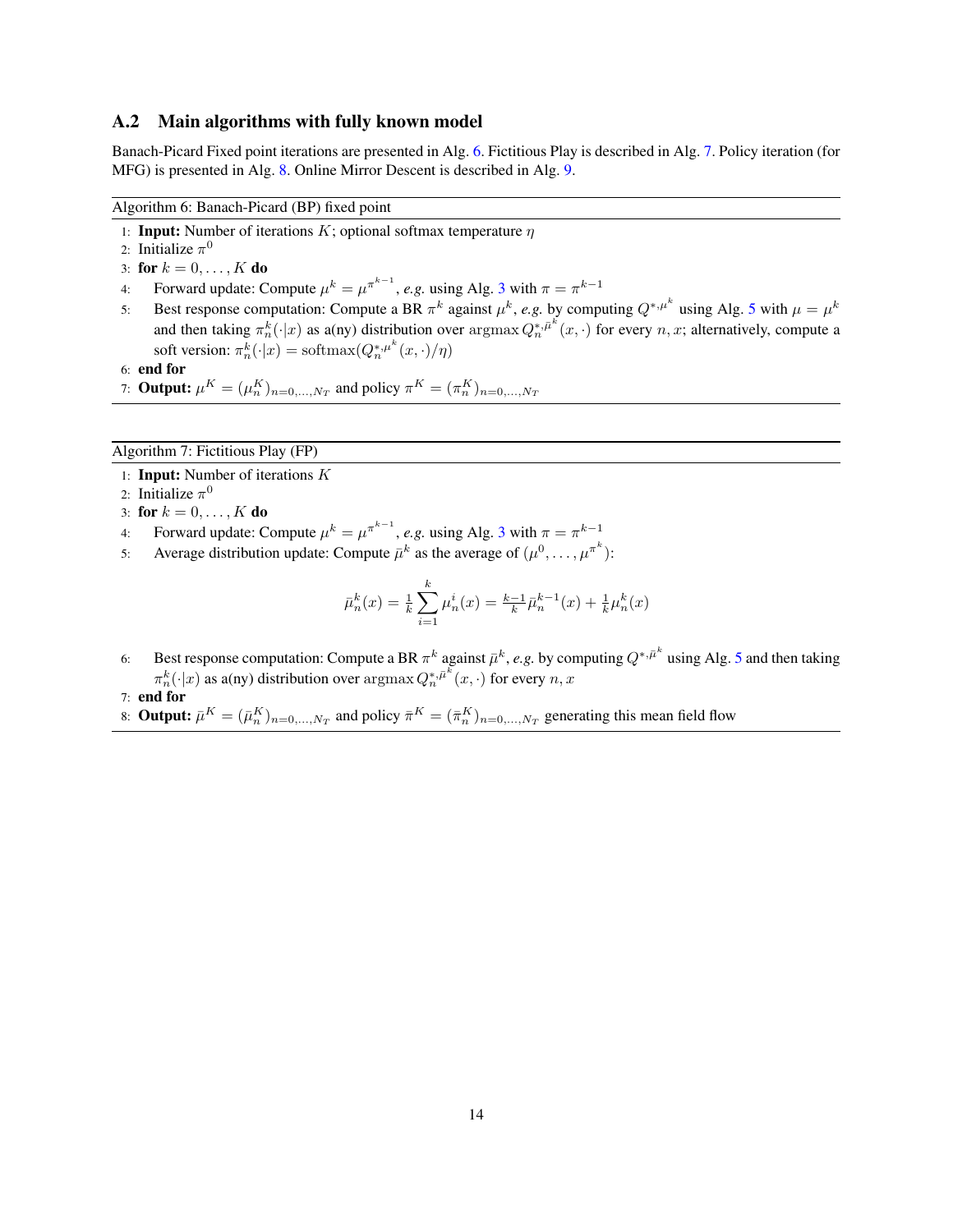### A.2 Main algorithms with fully known model

Banach-Picard Fixed point iterations are presented in Alg. 6. Fictitious Play is described in Alg. 7. Policy iteration (for MFG) is presented in Alg. 8. Online Mirror Descent is described in Alg. 9.

---

Algorithm 6: Banach-Picard (BP) fixed point

---

1: **Input:** Number of iterations $K$; optional softmax temperature $\eta$
2: Initialize $\pi^0$
3: **for** $k = 0, \ldots, K$ **do**
4: Forward update: Compute $\mu^k = \mu^{\pi^{k-1}}$, *e.g.* using Alg. 3 with $\pi = \pi^{k-1}$
5: Best response computation: Compute a BR $\pi^k$ against $\mu^k$, *e.g.* by computing $Q^{*,\mu^k}$ using Alg. 5 with $\mu = \mu^k$ and then taking $\pi^k_n(\cdot|x)$ as a(ny) distribution over $\operatorname{argmax} Q^{*,\bar{\mu}^k}_n(x, \cdot)$ for every $n, x$; alternatively, compute a soft version: $\pi^k_n(\cdot|x) = \operatorname{softmax}(Q^{*,\mu^k}_n(x, \cdot)/\eta)$
6: **end for**
7: **Output:** $\mu^K = (\mu^K_n)_{n=0,\ldots,N_T}$ and policy $\pi^K = (\pi^K_n)_{n=0,\ldots,N_T}$

---

Algorithm 7: Fictitious Play (FP)

---

1: **Input:** Number of iterations $K$
2: Initialize $\pi^0$
3: **for** $k = 0, \ldots, K$ **do**
4: Forward update: Compute $\mu^k = \mu^{\pi^{k-1}}$, *e.g.* using Alg. 3 with $\pi = \pi^{k-1}$
5: Average distribution update: Compute $\bar{\mu}^k$ as the average of $(\mu^0, \ldots, \mu^{\pi^k})$:

$$\bar{\mu}^k_n(x) = \frac{1}{k} \sum_{i=1}^{k} \mu^i_n(x) = \frac{k-1}{k} \bar{\mu}^{k-1}_n(x) + \frac{1}{k} \mu^k_n(x)$$

6: Best response computation: Compute a BR $\pi^k$ against $\bar{\mu}^k$, *e.g.* by computing $Q^{*,\bar{\mu}^k}$ using Alg. 5 and then taking $\pi^k_n(\cdot|x)$ as a(ny) distribution over $\operatorname{argmax} Q^{*,\bar{\mu}^k}_n(x, \cdot)$ for every $n, x$
7: **end for**
8: **Output:** $\bar{\mu}^K = (\bar{\mu}^K_n)_{n=0,\ldots,N_T}$ and policy $\bar{\pi}^K = (\bar{\pi}^K_n)_{n=0,\ldots,N_T}$ generating this mean field flow

---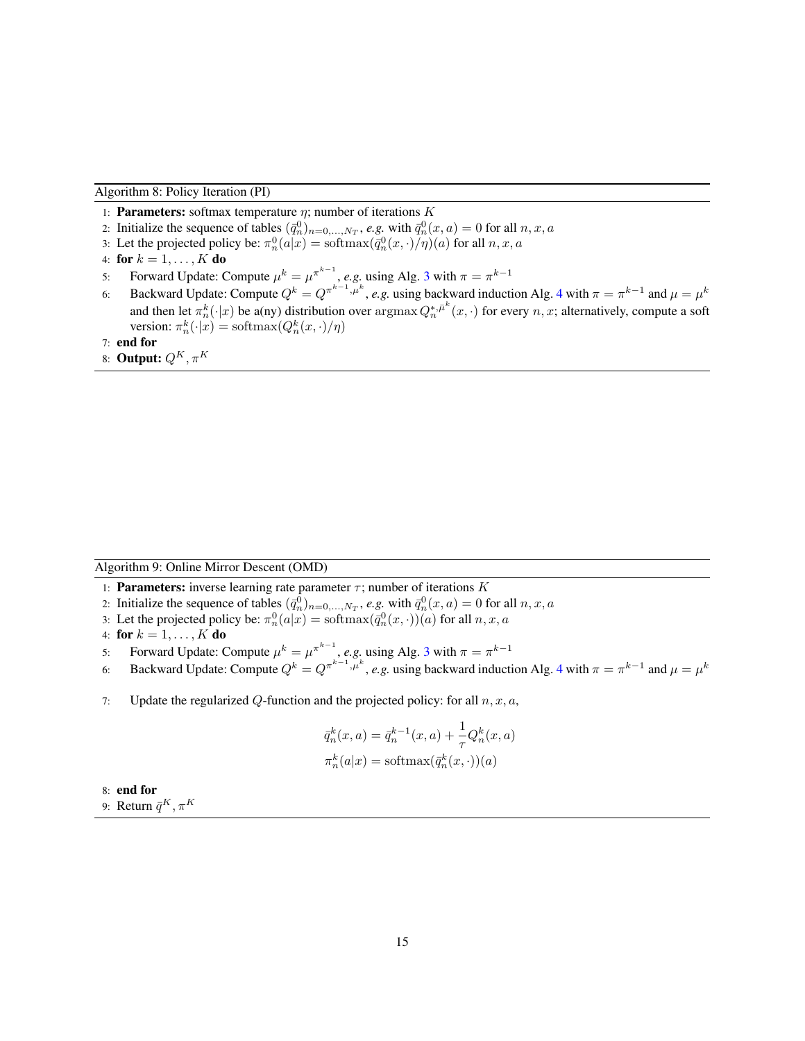**Algorithm 8: Policy Iteration (PI)**

1: **Parameters:** softmax temperature $\eta$; number of iterations $K$
2: Initialize the sequence of tables $(\bar{q}_n^0)_{n=0,\dots,N_T}$, *e.g.* with $\bar{q}_n^0(x,a) = 0$ for all $n, x, a$
3: Let the projected policy be: $\pi_n^0(a|x) = \text{softmax}(\bar{q}_n^0(x,\cdot)/\eta)(a)$ for all $n, x, a$
4: **for** $k = 1, \dots, K$ **do**
5: Forward Update: Compute $\mu^k = \mu^{\pi^{k-1}}$, *e.g.* using Alg. 3 with $\pi = \pi^{k-1}$
6: Backward Update: Compute $Q^k = Q^{\pi^{k-1},\mu^k}$, *e.g.* using backward induction Alg. 4 with $\pi = \pi^{k-1}$ and $\mu = \mu^k$ and then let $\pi_n^k(\cdot|x)$ be a(ny) distribution over $\text{argmax}\, Q_n^{*,\bar{\mu}^k}(x,\cdot)$ for every $n, x$; alternatively, compute a soft version: $\pi_n^k(\cdot|x) = \text{softmax}(Q_n^k(x,\cdot)/\eta)$
7: **end for**
8: **Output:** $Q^K, \pi^K$

**Algorithm 9: Online Mirror Descent (OMD)**

1: **Parameters:** inverse learning rate parameter $\tau$; number of iterations $K$
2: Initialize the sequence of tables $(\bar{q}_n^0)_{n=0,\dots,N_T}$, *e.g.* with $\bar{q}_n^0(x,a) = 0$ for all $n, x, a$
3: Let the projected policy be: $\pi_n^0(a|x) = \text{softmax}(\bar{q}_n^0(x,\cdot))(a)$ for all $n, x, a$
4: **for** $k = 1, \dots, K$ **do**
5: Forward Update: Compute $\mu^k = \mu^{\pi^{k-1}}$, *e.g.* using Alg. 3 with $\pi = \pi^{k-1}$
6: Backward Update: Compute $Q^k = Q^{\pi^{k-1},\mu^k}$, *e.g.* using backward induction Alg. 4 with $\pi = \pi^{k-1}$ and $\mu = \mu^k$
7: Update the regularized $Q$-function and the projected policy: for all $n, x, a$,

$$\bar{q}_n^k(x,a) = \bar{q}_n^{k-1}(x,a) + \frac{1}{\tau} Q_n^k(x,a)$$
$$\pi_n^k(a|x) = \text{softmax}(\bar{q}_n^k(x,\cdot))(a)$$

8: **end for**
9: Return $\bar{q}^K, \pi^K$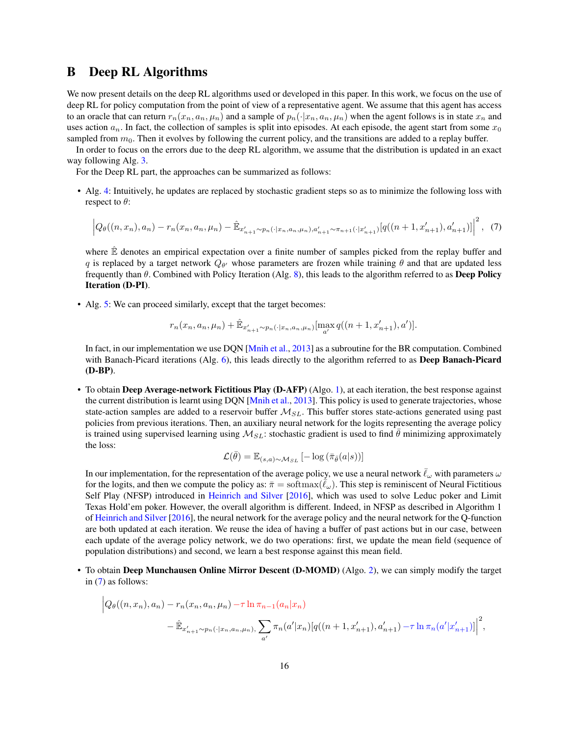# B Deep RL Algorithms

We now present details on the deep RL algorithms used or developed in this paper. In this work, we focus on the use of deep RL for policy computation from the point of view of a representative agent. We assume that this agent has access to an oracle that can return $r_n(x_n, a_n, \mu_n)$ and a sample of $p_n(\cdot|x_n, a_n, \mu_n)$ when the agent follows is in state $x_n$ and uses action $a_n$. In fact, the collection of samples is split into episodes. At each episode, the agent start from some $x_0$ sampled from $m_0$. Then it evolves by following the current policy, and the transitions are added to a replay buffer.

In order to focus on the errors due to the deep RL algorithm, we assume that the distribution is updated in an exact way following Alg. 3.

For the Deep RL part, the approaches can be summarized as follows:

- Alg. 4: Intuitively, he updates are replaced by stochastic gradient steps so as to minimize the following loss with respect to $\theta$:

$$\left| Q_\theta((n, x_n), a_n) - r_n(x_n, a_n, \mu_n) - \hat{\mathbb{E}}_{x'_{n+1} \sim p_n(\cdot|x_n, a_n, \mu_n), a'_{n+1} \sim \pi_{n+1}(\cdot|x'_{n+1})}[q((n+1, x'_{n+1}), a'_{n+1})] \right|^2, \quad (7)$$

  where $\hat{\mathbb{E}}$ denotes an empirical expectation over a finite number of samples picked from the replay buffer and $q$ is replaced by a target network $Q_{\theta'}$ whose parameters are frozen while training $\theta$ and that are updated less frequently than $\theta$. Combined with Policy Iteration (Alg. 8), this leads to the algorithm referred to as **Deep Policy Iteration (D-PI)**.

- Alg. 5: We can proceed similarly, except that the target becomes:

$$r_n(x_n, a_n, \mu_n) + \hat{\mathbb{E}}_{x'_{n+1} \sim p_n(\cdot|x_n, a_n, \mu_n)}[\max_{a'} q((n+1, x'_{n+1}), a')].$$

  In fact, in our implementation we use DQN [Mnih et al., 2013] as a subroutine for the BR computation. Combined with Banach-Picard iterations (Alg. 6), this leads directly to the algorithm referred to as **Deep Banach-Picard (D-BP)**.

- To obtain **Deep Average-network Fictitious Play (D-AFP)** (Algo. 1), at each iteration, the best response against the current distribution is learnt using DQN [Mnih et al., 2013]. This policy is used to generate trajectories, whose state-action samples are added to a reservoir buffer $\mathcal{M}_{SL}$. This buffer stores state-actions generated using past policies from previous iterations. Then, an auxiliary neural network for the logits representing the average policy is trained using supervised learning using $\mathcal{M}_{SL}$: stochastic gradient is used to find $\bar{\theta}$ minimizing approximately the loss:

$$\mathcal{L}(\bar{\theta}) = \mathbb{E}_{(s,a) \sim \mathcal{M}_{SL}} \left[ -\log \left( \bar{\pi}_{\bar{\theta}}(a|s) \right) \right]$$

  In our implementation, for the representation of the average policy, we use a neural network $\bar{\ell}_\omega$ with parameters $\omega$ for the logits, and then we compute the policy as: $\bar{\pi} = \mathrm{softmax}(\bar{\ell}_\omega)$. This step is reminiscent of Neural Fictitious Self Play (NFSP) introduced in Heinrich and Silver [2016], which was used to solve Leduc poker and Limit Texas Hold'em poker. However, the overall algorithm is different. Indeed, in NFSP as described in Algorithm 1 of Heinrich and Silver [2016], the neural network for the average policy and the neural network for the Q-function are both updated at each iteration. We reuse the idea of having a buffer of past actions but in our case, between each update of the average policy network, we do two operations: first, we update the mean field (sequence of population distributions) and second, we learn a best response against this mean field.

- To obtain **Deep Munchausen Online Mirror Descent (D-MOMD)** (Algo. 2), we can simply modify the target in (7) as follows:

$$\Big| Q_\theta((n, x_n), a_n) - r_n(x_n, a_n, \mu_n) - \tau \ln \pi_{n-1}(a_n|x_n)$$
$$- \hat{\mathbb{E}}_{x'_{n+1} \sim p_n(\cdot|x_n, a_n, \mu_n),} \sum_{a'} \pi_n(a'|x_n)[q((n+1, x'_{n+1}), a'_{n+1}) - \tau \ln \pi_n(a'|x'_{n+1})] \Big|^2,$$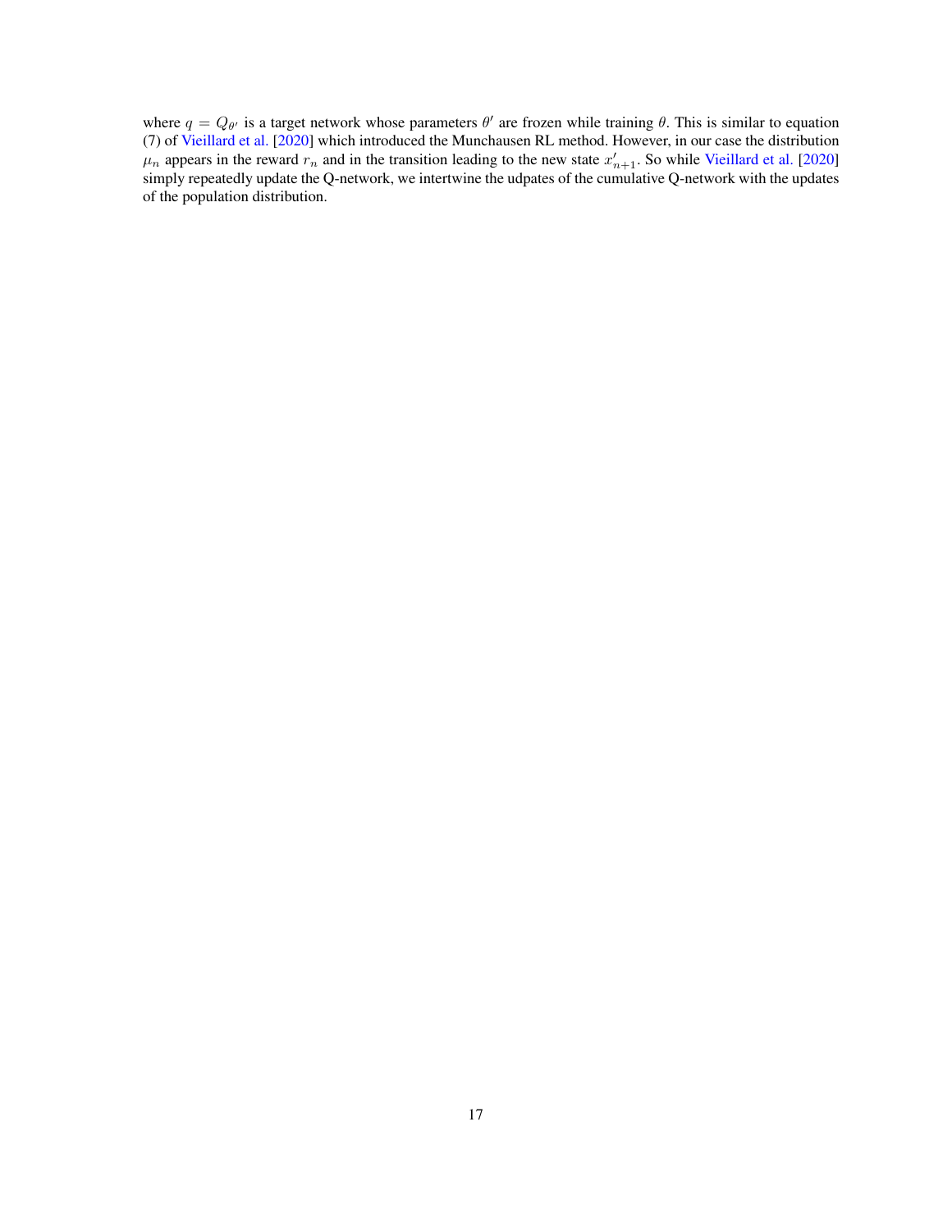where $q = Q_{\theta'}$ is a target network whose parameters $\theta'$ are frozen while training $\theta$. This is similar to equation (7) of Vieillard et al. [2020] which introduced the Munchausen RL method. However, in our case the distribution $\mu_n$ appears in the reward $r_n$ and in the transition leading to the new state $x'_{n+1}$. So while Vieillard et al. [2020] simply repeatedly update the Q-network, we intertwine the udpates of the cumulative Q-network with the updates of the population distribution.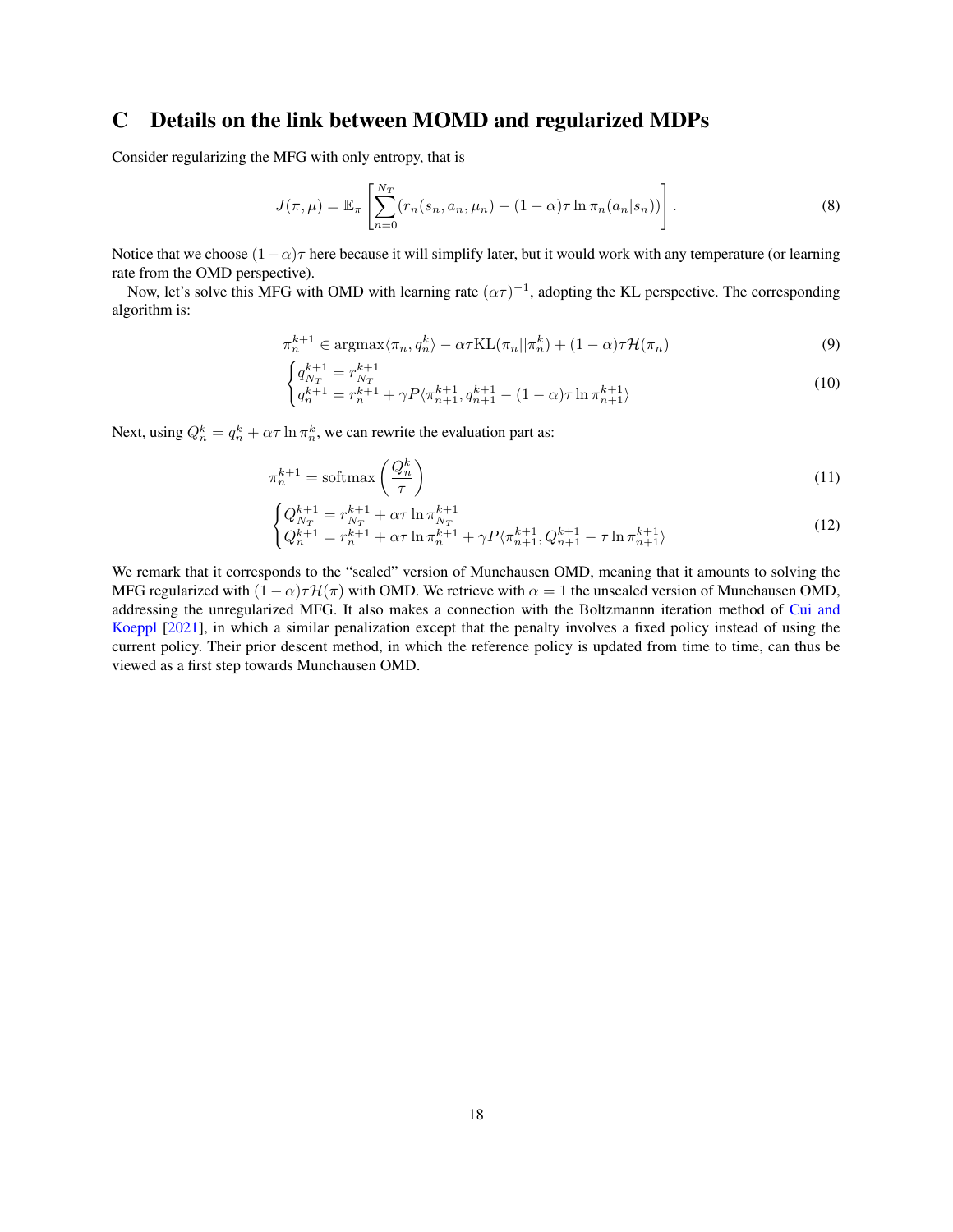# C Details on the link between MOMD and regularized MDPs

Consider regularizing the MFG with only entropy, that is

$$J(\pi, \mu) = \mathbb{E}_\pi \left[ \sum_{n=0}^{N_T} (r_n(s_n, a_n, \mu_n) - (1-\alpha)\tau \ln \pi_n(a_n|s_n)) \right]. \tag{8}$$

Notice that we choose $(1-\alpha)\tau$ here because it will simplify later, but it would work with any temperature (or learning rate from the OMD perspective).

Now, let's solve this MFG with OMD with learning rate $(\alpha\tau)^{-1}$, adopting the KL perspective. The corresponding algorithm is:

$$\pi_n^{k+1} \in \operatorname{argmax} \langle \pi_n, q_n^k \rangle - \alpha\tau \mathrm{KL}(\pi_n || \pi_n^k) + (1-\alpha)\tau \mathcal{H}(\pi_n) \tag{9}$$

$$\begin{cases} q_{N_T}^{k+1} = r_{N_T}^{k+1} \\ q_n^{k+1} = r_n^{k+1} + \gamma P \langle \pi_{n+1}^{k+1}, q_{n+1}^{k+1} - (1-\alpha)\tau \ln \pi_{n+1}^{k+1} \rangle \end{cases} \tag{10}$$

Next, using $Q_n^k = q_n^k + \alpha\tau \ln \pi_n^k$, we can rewrite the evaluation part as:

$$\pi_n^{k+1} = \mathrm{softmax}\left(\frac{Q_n^k}{\tau}\right) \tag{11}$$

$$\begin{cases} Q_{N_T}^{k+1} = r_{N_T}^{k+1} + \alpha\tau \ln \pi_{N_T}^{k+1} \\ Q_n^{k+1} = r_n^{k+1} + \alpha\tau \ln \pi_n^{k+1} + \gamma P \langle \pi_{n+1}^{k+1}, Q_{n+1}^{k+1} - \tau \ln \pi_{n+1}^{k+1} \rangle \end{cases} \tag{12}$$

We remark that it corresponds to the "scaled" version of Munchausen OMD, meaning that it amounts to solving the MFG regularized with $(1-\alpha)\tau\mathcal{H}(\pi)$ with OMD. We retrieve with $\alpha = 1$ the unscaled version of Munchausen OMD, addressing the unregularized MFG. It also makes a connection with the Boltzmann iteration method of Cui and Koeppl [2021], in which a similar penalization except that the penalty involves a fixed policy instead of using the current policy. Their prior descent method, in which the reference policy is updated from time to time, can thus be viewed as a first step towards Munchausen OMD.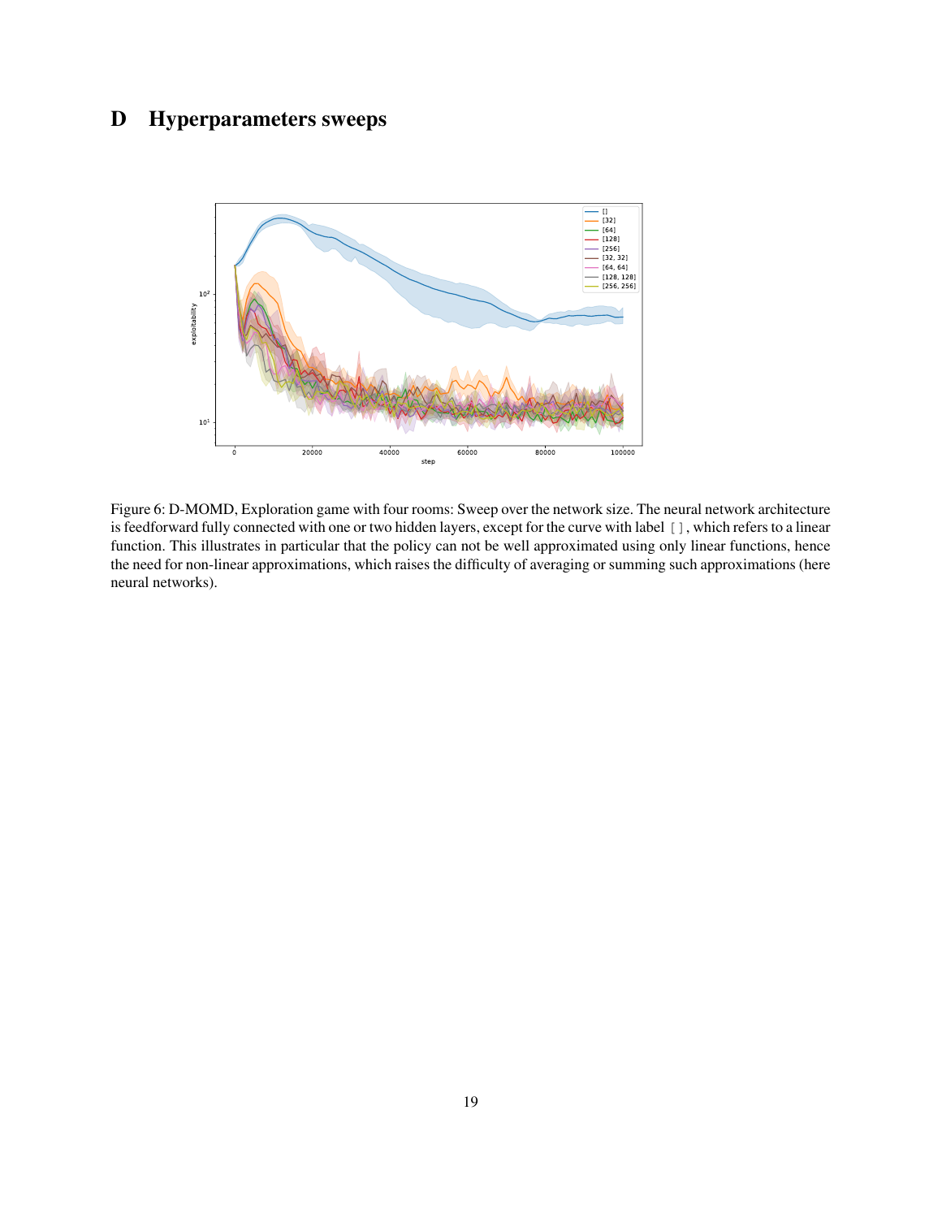# D Hyperparameters sweeps

Figure 6: D-MOMD, Exploration game with four rooms: Sweep over the network size. The neural network architecture is feedforward fully connected with one or two hidden layers, except for the curve with label `[]`, which refers to a linear function. This illustrates in particular that the policy can not be well approximated using only linear functions, hence the need for non-linear approximations, which raises the difficulty of averaging or summing such approximations (here neural networks).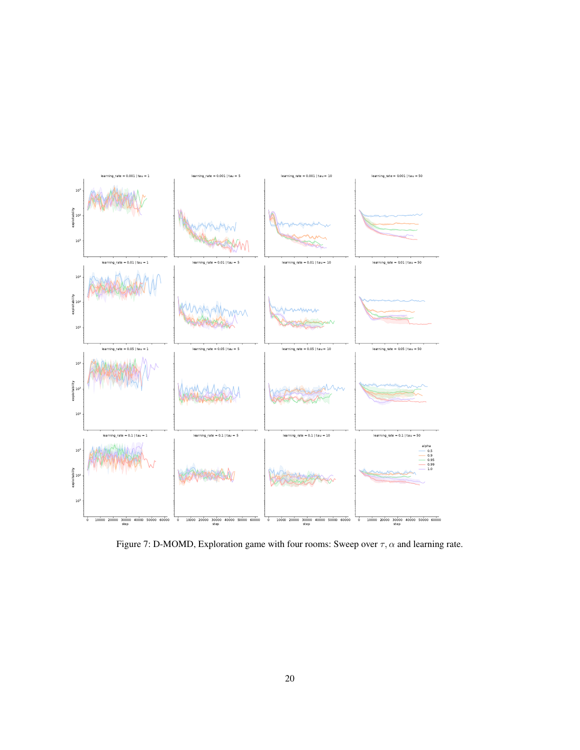learning_rate = 0.001 | tau = 1

learning_rate = 0.001 | tau = 5

learning_rate = 0.001 | tau = 10

learning_rate = 0.001 | tau = 50

learning_rate = 0.01 | tau = 1

learning_rate = 0.01 | tau = 5

learning_rate = 0.01 | tau = 10

learning_rate = 0.01 | tau = 50

learning_rate = 0.05 | tau = 1

learning_rate = 0.05 | tau = 5

learning_rate = 0.05 | tau = 10

learning_rate = 0.05 | tau = 50

learning_rate = 0.1 | tau = 1

learning_rate = 0.1 | tau = 5

learning_rate = 0.1 | tau = 10

learning_rate = 0.1 | tau = 50

exploitability

$10^3$

$10^2$

$10^1$

step

0 10000 20000 30000 40000 50000 60000

alpha

0.5

0.9

0.95

0.99

1.0

Figure 7: D-MOMD, Exploration game with four rooms: Sweep over $\tau$, $\alpha$ and learning rate.